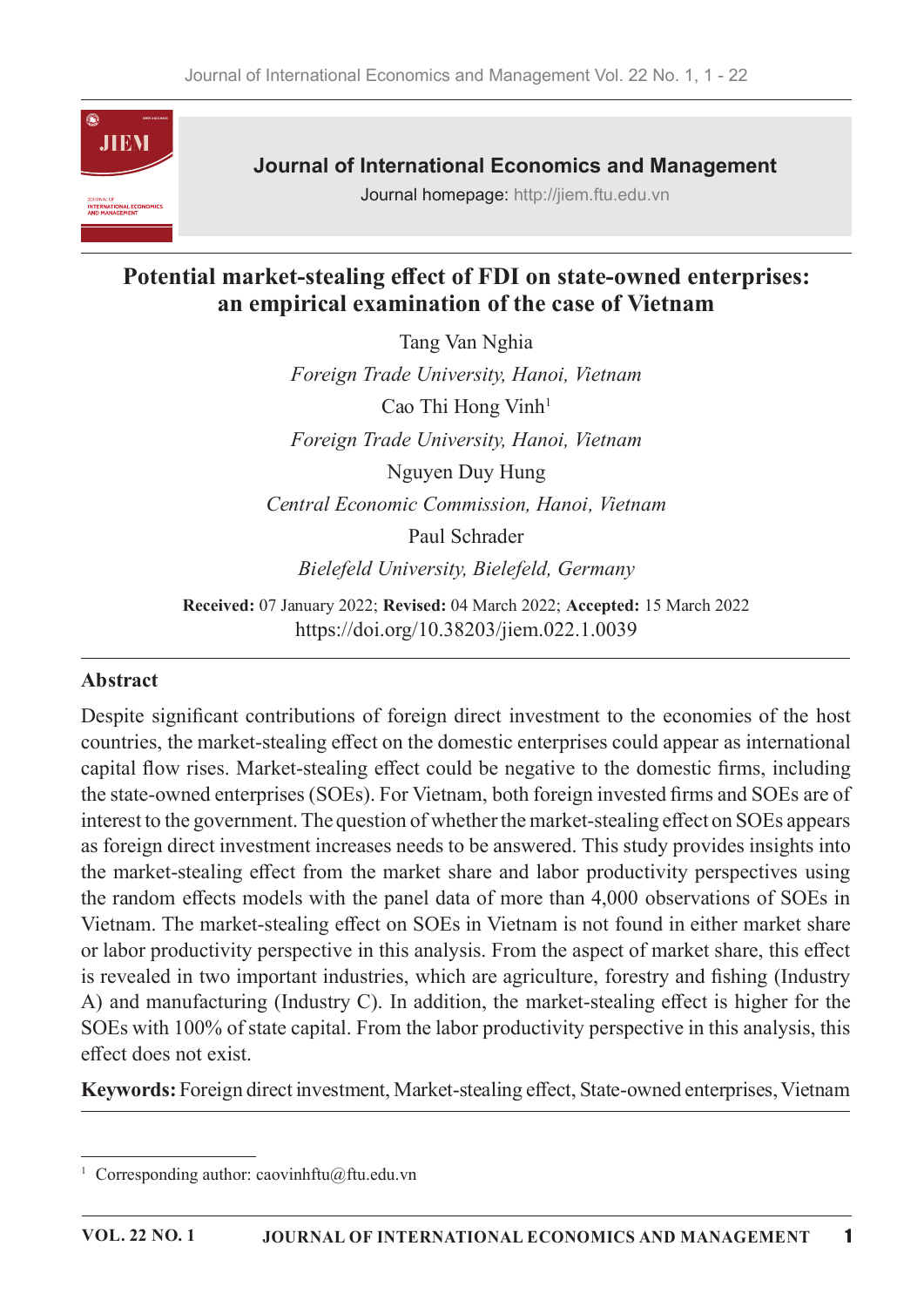# Potential market-stealing effect of FDI on state-owned enterprises: an empirical examination of the case of Vietnam

Tang Van Nghia

*Foreign Trade University, Hanoi, Vietnam*

Cao Thi Hong Vinh[1]

*Foreign Trade University, Hanoi, Vietnam*

Nguyen Duy Hung

*Central Economic Commission, Hanoi, Vietnam*

Paul Schrader

*Bielefeld University, Bielefeld, Germany*

**Received:** 07 January 2022; **Revised:** 04 March 2022; **Accepted:** 15 March 2022

https://doi.org/10.38203/jiem.022.1.0039

## Abstract

Despite significant contributions of foreign direct investment to the economies of the host countries, the market-stealing effect on the domestic enterprises could appear as international capital flow rises. Market-stealing effect could be negative to the domestic firms, including the state-owned enterprises (SOEs). For Vietnam, both foreign invested firms and SOEs are of interest to the government. The question of whether the market-stealing effect on SOEs appears as foreign direct investment increases needs to be answered. This study provides insights into the market-stealing effect from the market share and labor productivity perspectives using the random effects models with the panel data of more than 4,000 observations of SOEs in Vietnam. The market-stealing effect on SOEs in Vietnam is not found in either market share or labor productivity perspective in this analysis. From the aspect of market share, this effect is revealed in two important industries, which are agriculture, forestry and fishing (Industry A) and manufacturing (Industry C). In addition, the market-stealing effect is higher for the SOEs with 100% of state capital. From the labor productivity perspective in this analysis, this effect does not exist.

**Keywords:** Foreign direct investment, Market-stealing effect, State-owned enterprises, Vietnam

[1] Corresponding author: caovinhftu@ftu.edu.vn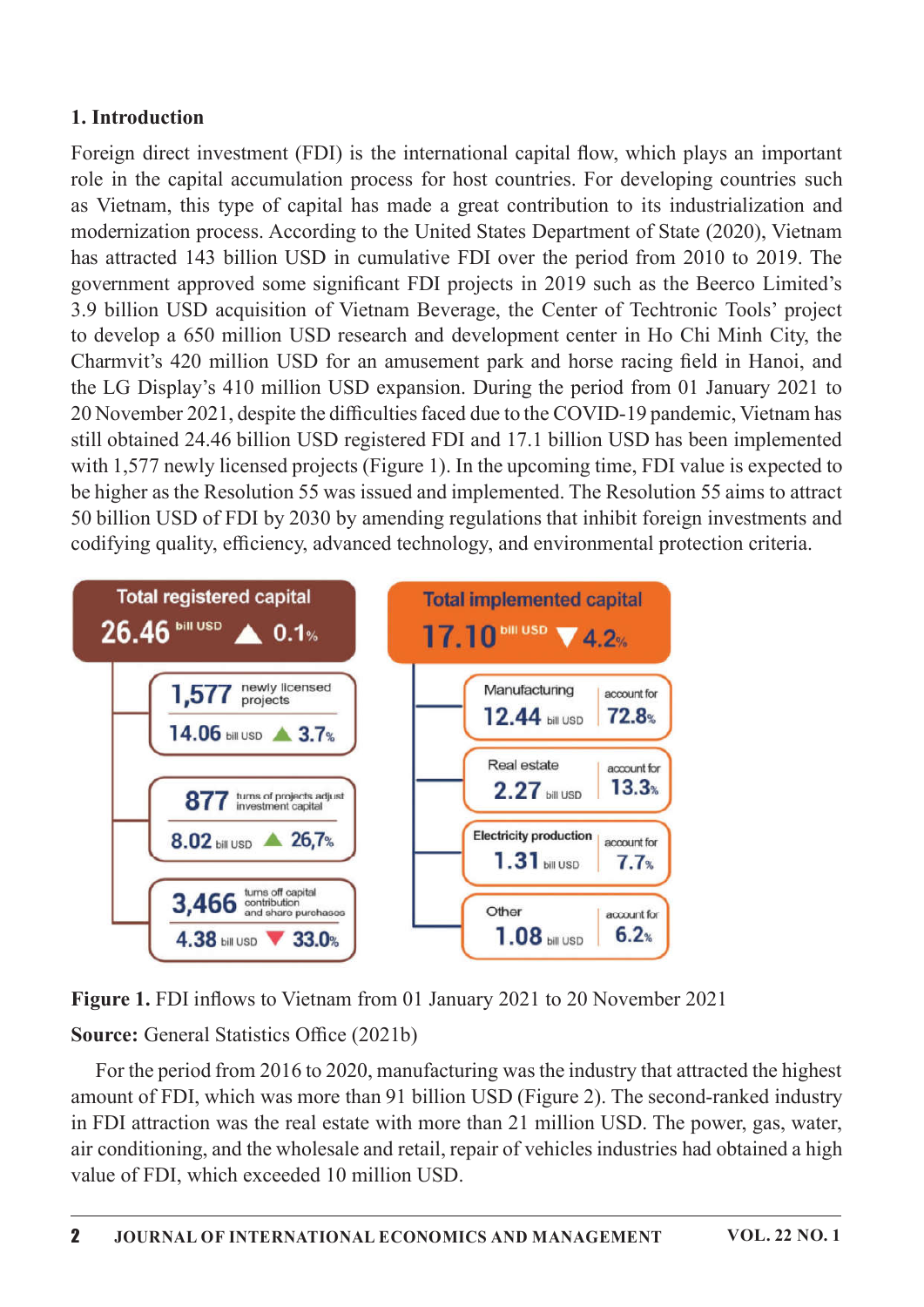## 1. Introduction

Foreign direct investment (FDI) is the international capital flow, which plays an important role in the capital accumulation process for host countries. For developing countries such as Vietnam, this type of capital has made a great contribution to its industrialization and modernization process. According to the United States Department of State (2020), Vietnam has attracted 143 billion USD in cumulative FDI over the period from 2010 to 2019. The government approved some significant FDI projects in 2019 such as the Beerco Limited's 3.9 billion USD acquisition of Vietnam Beverage, the Center of Techtronic Tools' project to develop a 650 million USD research and development center in Ho Chi Minh City, the Charmvit's 420 million USD for an amusement park and horse racing field in Hanoi, and the LG Display's 410 million USD expansion. During the period from 01 January 2021 to 20 November 2021, despite the difficulties faced due to the COVID-19 pandemic, Vietnam has still obtained 24.46 billion USD registered FDI and 17.1 billion USD has been implemented with 1,577 newly licensed projects (Figure 1). In the upcoming time, FDI value is expected to be higher as the Resolution 55 was issued and implemented. The Resolution 55 aims to attract 50 billion USD of FDI by 2030 by amending regulations that inhibit foreign investments and codifying quality, efficiency, advanced technology, and environmental protection criteria.

**Total registered capital**: 26.46 bill USD ▲ 0.1%

- 1,577 newly licensed projects — 14.06 bill USD ▲ 3.7%
- 877 turns of projects adjust investment capital — 8.02 bill USD ▲ 26,7%
- 3,466 turns off capital contribution and share purchases — 4.38 bill USD ▼ 33.0%

**Total implemented capital**: 17.10 bill USD ▼ 4.2%

- Manufacturing — 12.44 bill USD — account for 72.8%
- Real estate — 2.27 bill USD — account for 13.3%
- Electricity production — 1.31 bill USD — account for 7.7%
- Other — 1.08 bill USD — account for 6.2%

**Figure 1.** FDI inflows to Vietnam from 01 January 2021 to 20 November 2021

**Source:** General Statistics Office (2021b)

For the period from 2016 to 2020, manufacturing was the industry that attracted the highest amount of FDI, which was more than 91 billion USD (Figure 2). The second-ranked industry in FDI attraction was the real estate with more than 21 million USD. The power, gas, water, air conditioning, and the wholesale and retail, repair of vehicles industries had obtained a high value of FDI, which exceeded 10 million USD.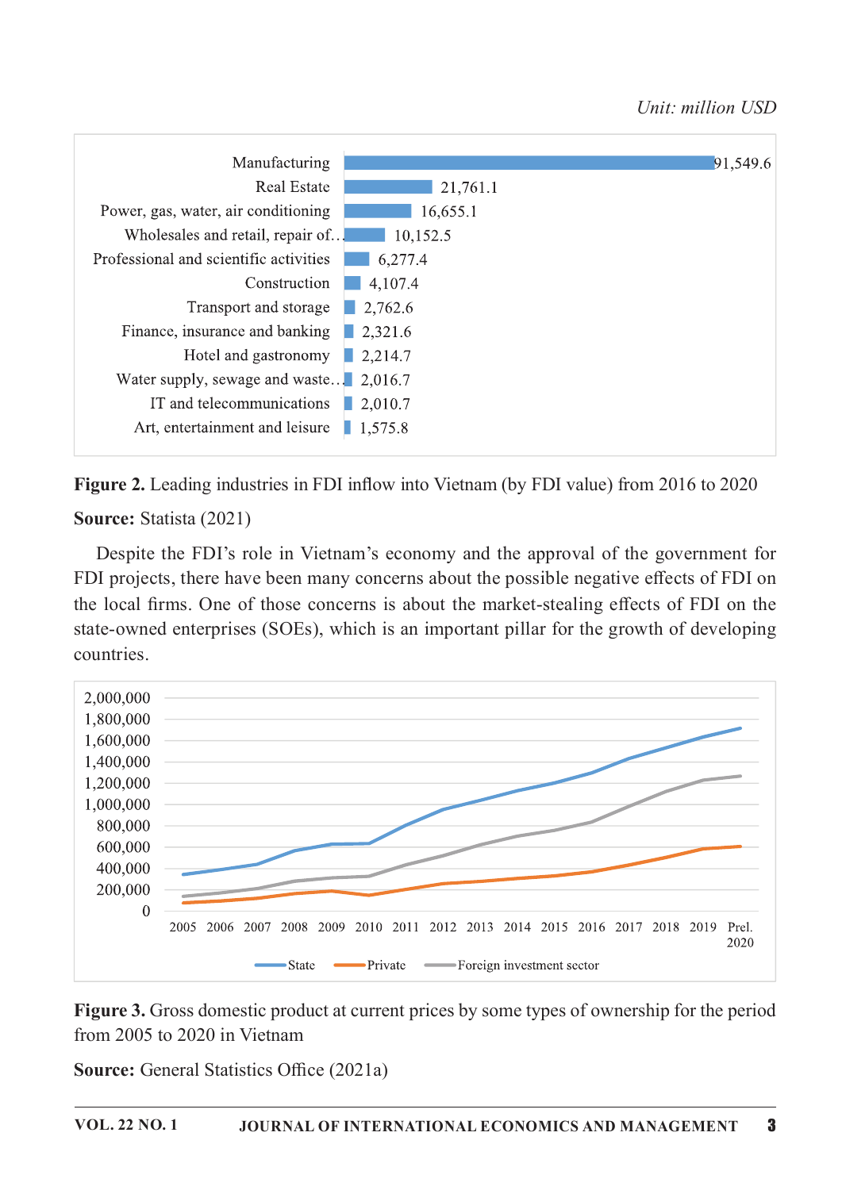*Unit: million USD*

| Industry | FDI value |
|---|---|
| Manufacturing | 91,549.6 |
| Real Estate | 21,761.1 |
| Power, gas, water, air conditioning | 16,655.1 |
| Wholesales and retail, repair of… | 10,152.5 |
| Professional and scientific activities | 6,277.4 |
| Construction | 4,107.4 |
| Transport and storage | 2,762.6 |
| Finance, insurance and banking | 2,321.6 |
| Hotel and gastronomy | 2,214.7 |
| Water supply, sewage and waste… | 2,016.7 |
| IT and telecommunications | 2,010.7 |
| Art, entertainment and leisure | 1,575.8 |

**Figure 2.** Leading industries in FDI inflow into Vietnam (by FDI value) from 2016 to 2020

**Source:** Statista (2021)

Despite the FDI's role in Vietnam's economy and the approval of the government for FDI projects, there have been many concerns about the possible negative effects of FDI on the local firms. One of those concerns is about the market-stealing effects of FDI on the state-owned enterprises (SOEs), which is an important pillar for the growth of developing countries.

**Figure 3.** Gross domestic product at current prices by some types of ownership for the period from 2005 to 2020 in Vietnam

**Source:** General Statistics Office (2021a)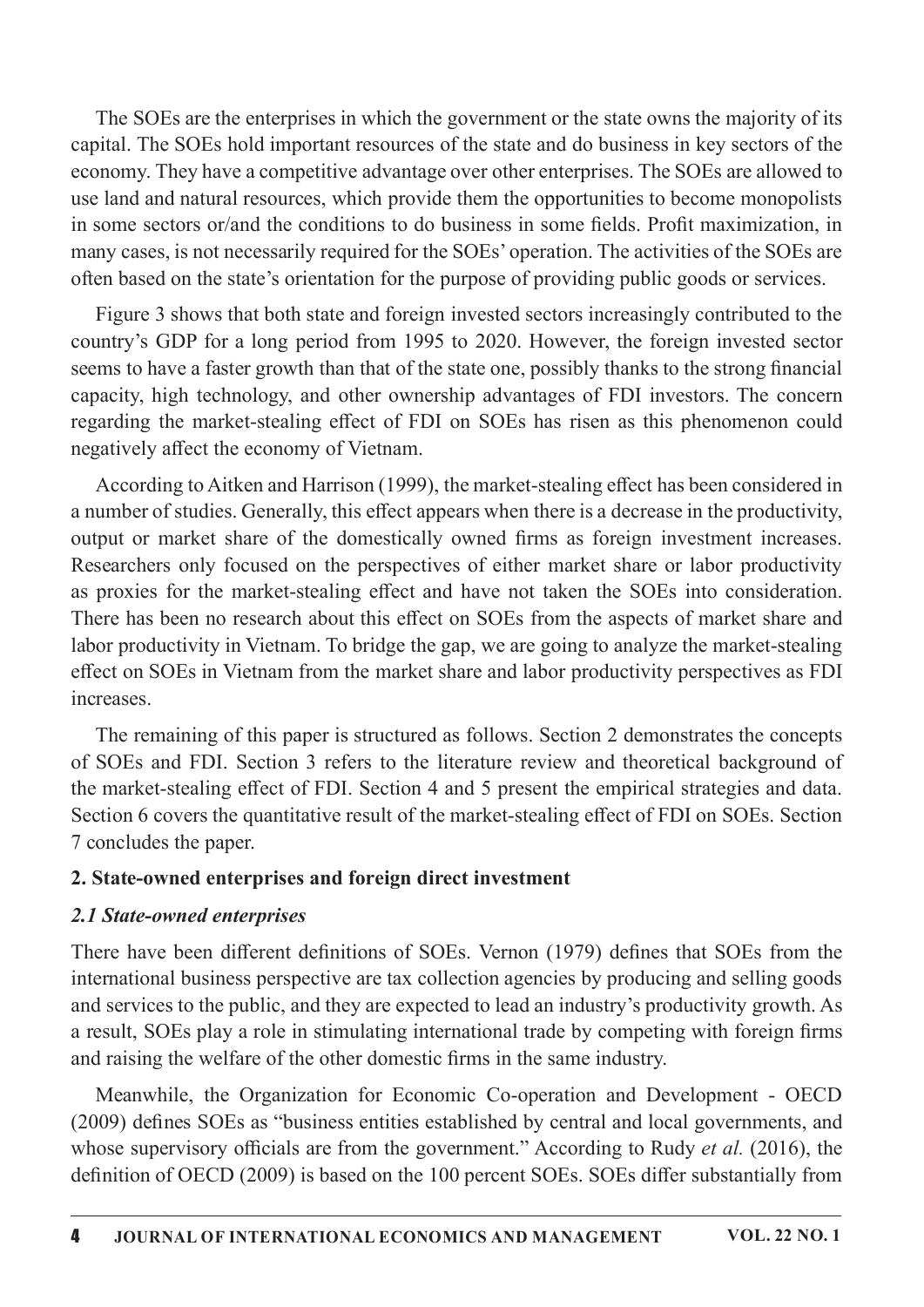The SOEs are the enterprises in which the government or the state owns the majority of its capital. The SOEs hold important resources of the state and do business in key sectors of the economy. They have a competitive advantage over other enterprises. The SOEs are allowed to use land and natural resources, which provide them the opportunities to become monopolists in some sectors or/and the conditions to do business in some fields. Profit maximization, in many cases, is not necessarily required for the SOEs' operation. The activities of the SOEs are often based on the state's orientation for the purpose of providing public goods or services.

Figure 3 shows that both state and foreign invested sectors increasingly contributed to the country's GDP for a long period from 1995 to 2020. However, the foreign invested sector seems to have a faster growth than that of the state one, possibly thanks to the strong financial capacity, high technology, and other ownership advantages of FDI investors. The concern regarding the market-stealing effect of FDI on SOEs has risen as this phenomenon could negatively affect the economy of Vietnam.

According to Aitken and Harrison (1999), the market-stealing effect has been considered in a number of studies. Generally, this effect appears when there is a decrease in the productivity, output or market share of the domestically owned firms as foreign investment increases. Researchers only focused on the perspectives of either market share or labor productivity as proxies for the market-stealing effect and have not taken the SOEs into consideration. There has been no research about this effect on SOEs from the aspects of market share and labor productivity in Vietnam. To bridge the gap, we are going to analyze the market-stealing effect on SOEs in Vietnam from the market share and labor productivity perspectives as FDI increases.

The remaining of this paper is structured as follows. Section 2 demonstrates the concepts of SOEs and FDI. Section 3 refers to the literature review and theoretical background of the market-stealing effect of FDI. Section 4 and 5 present the empirical strategies and data. Section 6 covers the quantitative result of the market-stealing effect of FDI on SOEs. Section 7 concludes the paper.

## 2. State-owned enterprises and foreign direct investment

### *2.1 State-owned enterprises*

There have been different definitions of SOEs. Vernon (1979) defines that SOEs from the international business perspective are tax collection agencies by producing and selling goods and services to the public, and they are expected to lead an industry's productivity growth. As a result, SOEs play a role in stimulating international trade by competing with foreign firms and raising the welfare of the other domestic firms in the same industry.

Meanwhile, the Organization for Economic Co-operation and Development - OECD (2009) defines SOEs as "business entities established by central and local governments, and whose supervisory officials are from the government." According to Rudy *et al.* (2016), the definition of OECD (2009) is based on the 100 percent SOEs. SOEs differ substantially from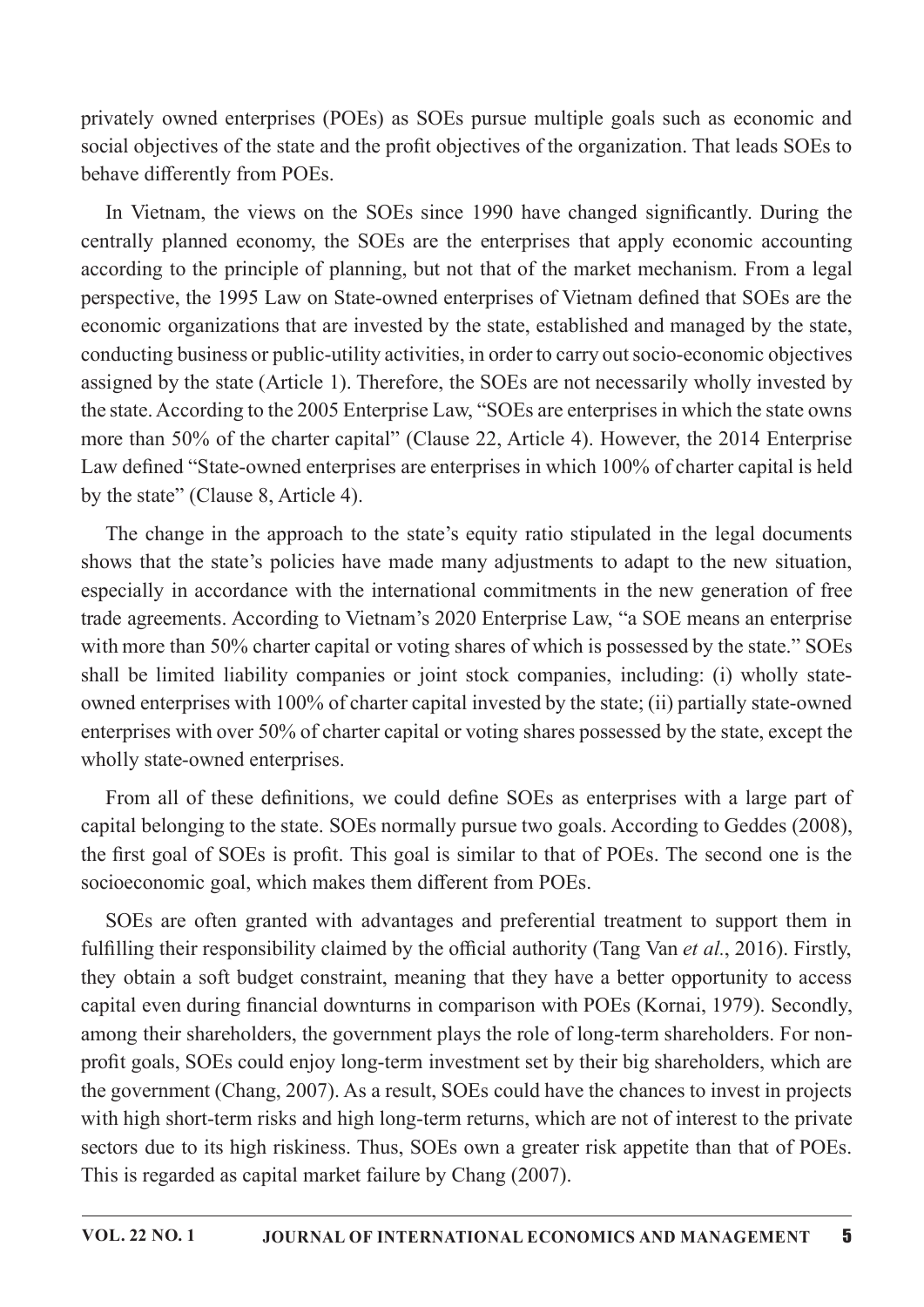privately owned enterprises (POEs) as SOEs pursue multiple goals such as economic and social objectives of the state and the profit objectives of the organization. That leads SOEs to behave differently from POEs.

In Vietnam, the views on the SOEs since 1990 have changed significantly. During the centrally planned economy, the SOEs are the enterprises that apply economic accounting according to the principle of planning, but not that of the market mechanism. From a legal perspective, the 1995 Law on State-owned enterprises of Vietnam defined that SOEs are the economic organizations that are invested by the state, established and managed by the state, conducting business or public-utility activities, in order to carry out socio-economic objectives assigned by the state (Article 1). Therefore, the SOEs are not necessarily wholly invested by the state. According to the 2005 Enterprise Law, "SOEs are enterprises in which the state owns more than 50% of the charter capital" (Clause 22, Article 4). However, the 2014 Enterprise Law defined "State-owned enterprises are enterprises in which 100% of charter capital is held by the state" (Clause 8, Article 4).

The change in the approach to the state's equity ratio stipulated in the legal documents shows that the state's policies have made many adjustments to adapt to the new situation, especially in accordance with the international commitments in the new generation of free trade agreements. According to Vietnam's 2020 Enterprise Law, "a SOE means an enterprise with more than 50% charter capital or voting shares of which is possessed by the state." SOEs shall be limited liability companies or joint stock companies, including: (i) wholly state-owned enterprises with 100% of charter capital invested by the state; (ii) partially state-owned enterprises with over 50% of charter capital or voting shares possessed by the state, except the wholly state-owned enterprises.

From all of these definitions, we could define SOEs as enterprises with a large part of capital belonging to the state. SOEs normally pursue two goals. According to Geddes (2008), the first goal of SOEs is profit. This goal is similar to that of POEs. The second one is the socioeconomic goal, which makes them different from POEs.

SOEs are often granted with advantages and preferential treatment to support them in fulfilling their responsibility claimed by the official authority (Tang Van *et al.*, 2016). Firstly, they obtain a soft budget constraint, meaning that they have a better opportunity to access capital even during financial downturns in comparison with POEs (Kornai, 1979). Secondly, among their shareholders, the government plays the role of long-term shareholders. For non-profit goals, SOEs could enjoy long-term investment set by their big shareholders, which are the government (Chang, 2007). As a result, SOEs could have the chances to invest in projects with high short-term risks and high long-term returns, which are not of interest to the private sectors due to its high riskiness. Thus, SOEs own a greater risk appetite than that of POEs. This is regarded as capital market failure by Chang (2007).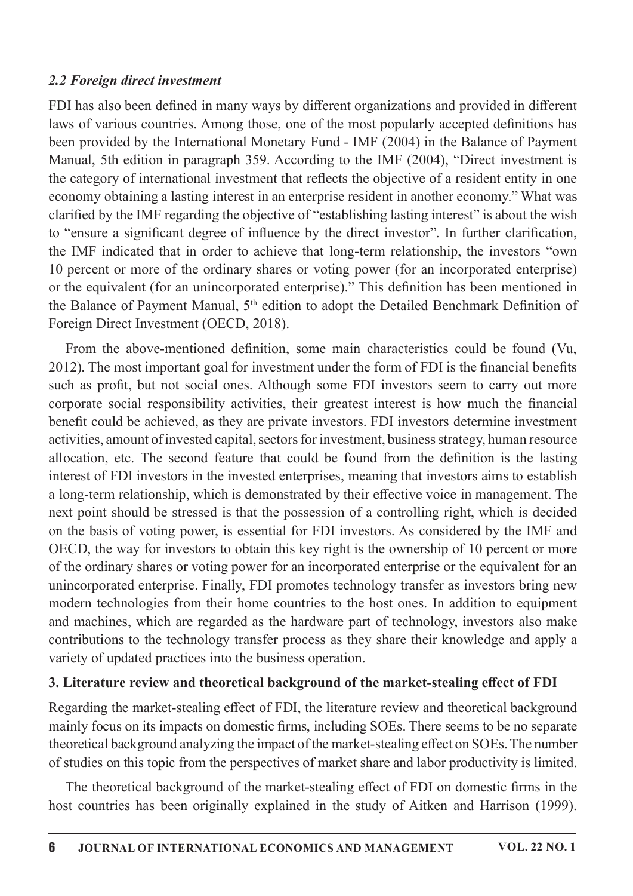### *2.2 Foreign direct investment*

FDI has also been defined in many ways by different organizations and provided in different laws of various countries. Among those, one of the most popularly accepted definitions has been provided by the International Monetary Fund - IMF (2004) in the Balance of Payment Manual, 5th edition in paragraph 359. According to the IMF (2004), "Direct investment is the category of international investment that reflects the objective of a resident entity in one economy obtaining a lasting interest in an enterprise resident in another economy." What was clarified by the IMF regarding the objective of "establishing lasting interest" is about the wish to "ensure a significant degree of influence by the direct investor". In further clarification, the IMF indicated that in order to achieve that long-term relationship, the investors "own 10 percent or more of the ordinary shares or voting power (for an incorporated enterprise) or the equivalent (for an unincorporated enterprise)." This definition has been mentioned in the Balance of Payment Manual, 5th edition to adopt the Detailed Benchmark Definition of Foreign Direct Investment (OECD, 2018).

From the above-mentioned definition, some main characteristics could be found (Vu, 2012). The most important goal for investment under the form of FDI is the financial benefits such as profit, but not social ones. Although some FDI investors seem to carry out more corporate social responsibility activities, their greatest interest is how much the financial benefit could be achieved, as they are private investors. FDI investors determine investment activities, amount of invested capital, sectors for investment, business strategy, human resource allocation, etc. The second feature that could be found from the definition is the lasting interest of FDI investors in the invested enterprises, meaning that investors aims to establish a long-term relationship, which is demonstrated by their effective voice in management. The next point should be stressed is that the possession of a controlling right, which is decided on the basis of voting power, is essential for FDI investors. As considered by the IMF and OECD, the way for investors to obtain this key right is the ownership of 10 percent or more of the ordinary shares or voting power for an incorporated enterprise or the equivalent for an unincorporated enterprise. Finally, FDI promotes technology transfer as investors bring new modern technologies from their home countries to the host ones. In addition to equipment and machines, which are regarded as the hardware part of technology, investors also make contributions to the technology transfer process as they share their knowledge and apply a variety of updated practices into the business operation.

## 3. Literature review and theoretical background of the market-stealing effect of FDI

Regarding the market-stealing effect of FDI, the literature review and theoretical background mainly focus on its impacts on domestic firms, including SOEs. There seems to be no separate theoretical background analyzing the impact of the market-stealing effect on SOEs. The number of studies on this topic from the perspectives of market share and labor productivity is limited.

The theoretical background of the market-stealing effect of FDI on domestic firms in the host countries has been originally explained in the study of Aitken and Harrison (1999).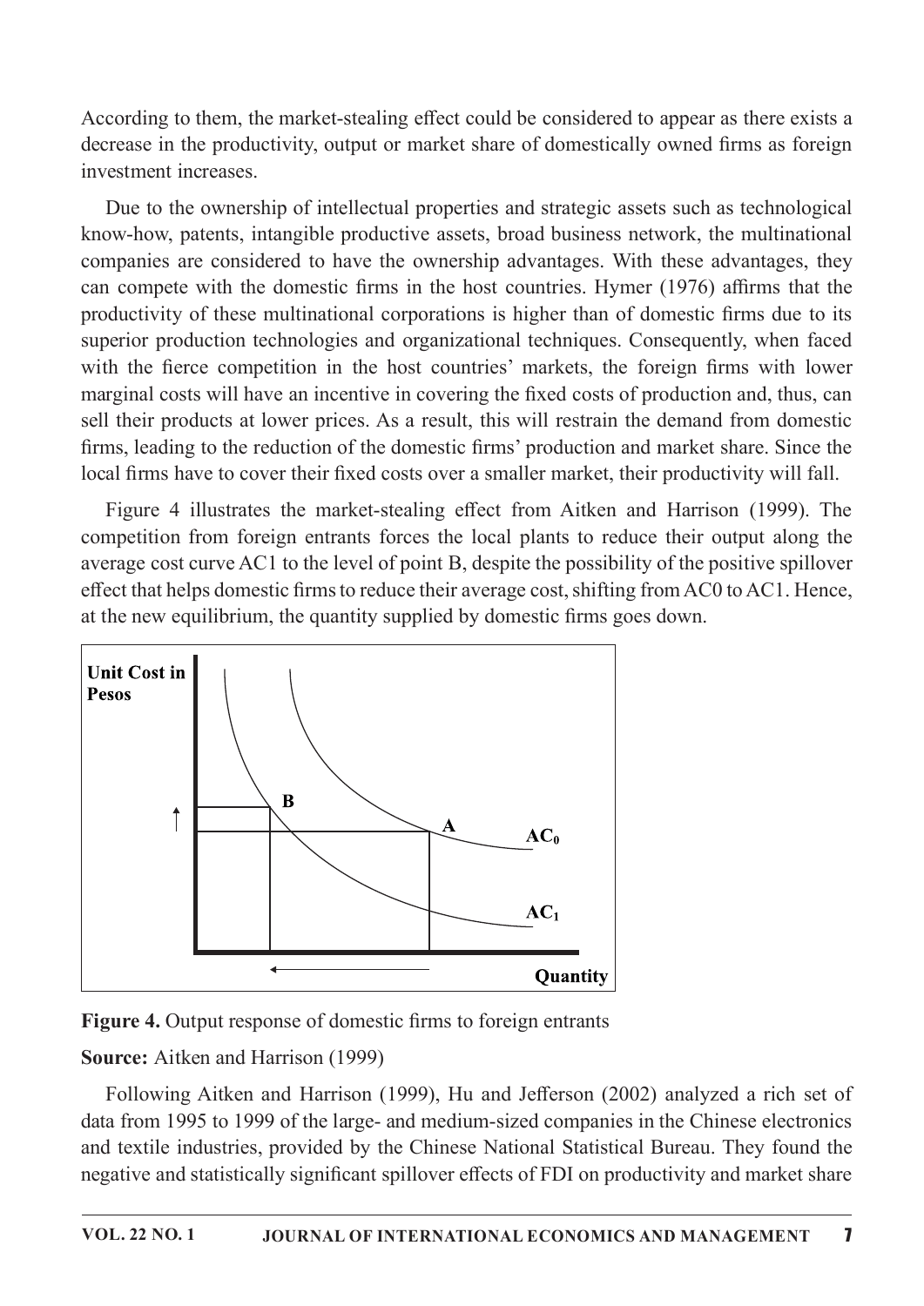According to them, the market-stealing effect could be considered to appear as there exists a decrease in the productivity, output or market share of domestically owned firms as foreign investment increases.

Due to the ownership of intellectual properties and strategic assets such as technological know-how, patents, intangible productive assets, broad business network, the multinational companies are considered to have the ownership advantages. With these advantages, they can compete with the domestic firms in the host countries. Hymer (1976) affirms that the productivity of these multinational corporations is higher than of domestic firms due to its superior production technologies and organizational techniques. Consequently, when faced with the fierce competition in the host countries' markets, the foreign firms with lower marginal costs will have an incentive in covering the fixed costs of production and, thus, can sell their products at lower prices. As a result, this will restrain the demand from domestic firms, leading to the reduction of the domestic firms' production and market share. Since the local firms have to cover their fixed costs over a smaller market, their productivity will fall.

Figure 4 illustrates the market-stealing effect from Aitken and Harrison (1999). The competition from foreign entrants forces the local plants to reduce their output along the average cost curve AC1 to the level of point B, despite the possibility of the positive spillover effect that helps domestic firms to reduce their average cost, shifting from AC0 to AC1. Hence, at the new equilibrium, the quantity supplied by domestic firms goes down.

**Figure 4.** Output response of domestic firms to foreign entrants

**Source:** Aitken and Harrison (1999)

Following Aitken and Harrison (1999), Hu and Jefferson (2002) analyzed a rich set of data from 1995 to 1999 of the large- and medium-sized companies in the Chinese electronics and textile industries, provided by the Chinese National Statistical Bureau. They found the negative and statistically significant spillover effects of FDI on productivity and market share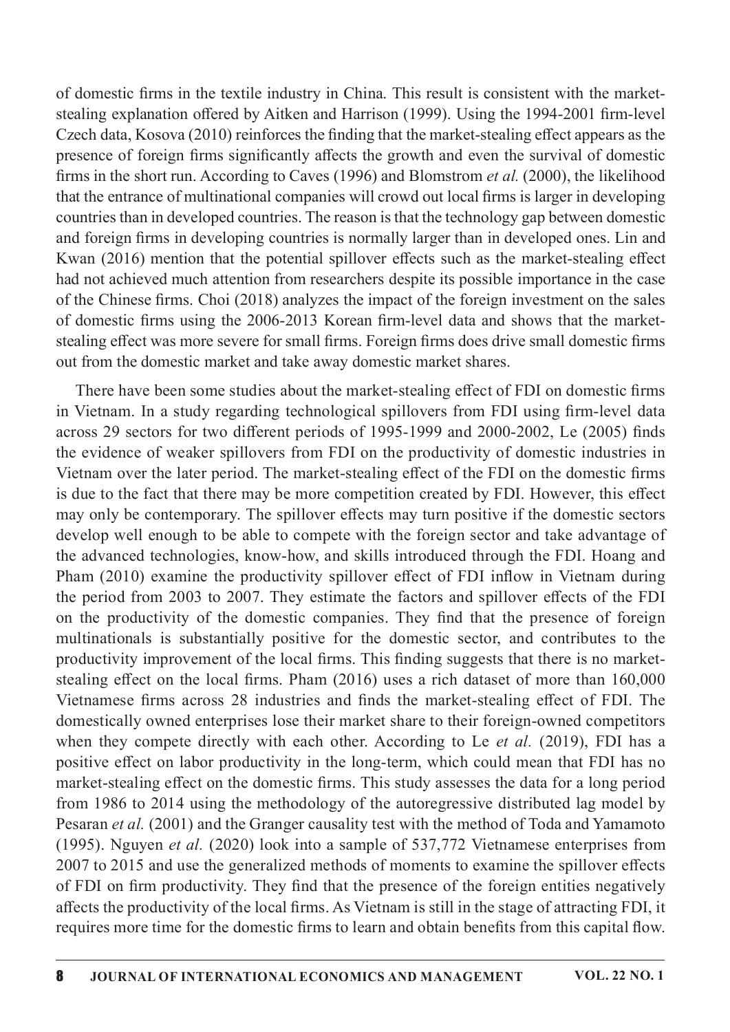of domestic firms in the textile industry in China. This result is consistent with the market-stealing explanation offered by Aitken and Harrison (1999). Using the 1994-2001 firm-level Czech data, Kosova (2010) reinforces the finding that the market-stealing effect appears as the presence of foreign firms significantly affects the growth and even the survival of domestic firms in the short run. According to Caves (1996) and Blomstrom *et al.* (2000), the likelihood that the entrance of multinational companies will crowd out local firms is larger in developing countries than in developed countries. The reason is that the technology gap between domestic and foreign firms in developing countries is normally larger than in developed ones. Lin and Kwan (2016) mention that the potential spillover effects such as the market-stealing effect had not achieved much attention from researchers despite its possible importance in the case of the Chinese firms. Choi (2018) analyzes the impact of the foreign investment on the sales of domestic firms using the 2006-2013 Korean firm-level data and shows that the market-stealing effect was more severe for small firms. Foreign firms does drive small domestic firms out from the domestic market and take away domestic market shares.

There have been some studies about the market-stealing effect of FDI on domestic firms in Vietnam. In a study regarding technological spillovers from FDI using firm-level data across 29 sectors for two different periods of 1995-1999 and 2000-2002, Le (2005) finds the evidence of weaker spillovers from FDI on the productivity of domestic industries in Vietnam over the later period. The market-stealing effect of the FDI on the domestic firms is due to the fact that there may be more competition created by FDI. However, this effect may only be contemporary. The spillover effects may turn positive if the domestic sectors develop well enough to be able to compete with the foreign sector and take advantage of the advanced technologies, know-how, and skills introduced through the FDI. Hoang and Pham (2010) examine the productivity spillover effect of FDI inflow in Vietnam during the period from 2003 to 2007. They estimate the factors and spillover effects of the FDI on the productivity of the domestic companies. They find that the presence of foreign multinationals is substantially positive for the domestic sector, and contributes to the productivity improvement of the local firms. This finding suggests that there is no market-stealing effect on the local firms. Pham (2016) uses a rich dataset of more than 160,000 Vietnamese firms across 28 industries and finds the market-stealing effect of FDI. The domestically owned enterprises lose their market share to their foreign-owned competitors when they compete directly with each other. According to Le *et al.* (2019), FDI has a positive effect on labor productivity in the long-term, which could mean that FDI has no market-stealing effect on the domestic firms. This study assesses the data for a long period from 1986 to 2014 using the methodology of the autoregressive distributed lag model by Pesaran *et al.* (2001) and the Granger causality test with the method of Toda and Yamamoto (1995). Nguyen *et al.* (2020) look into a sample of 537,772 Vietnamese enterprises from 2007 to 2015 and use the generalized methods of moments to examine the spillover effects of FDI on firm productivity. They find that the presence of the foreign entities negatively affects the productivity of the local firms. As Vietnam is still in the stage of attracting FDI, it requires more time for the domestic firms to learn and obtain benefits from this capital flow.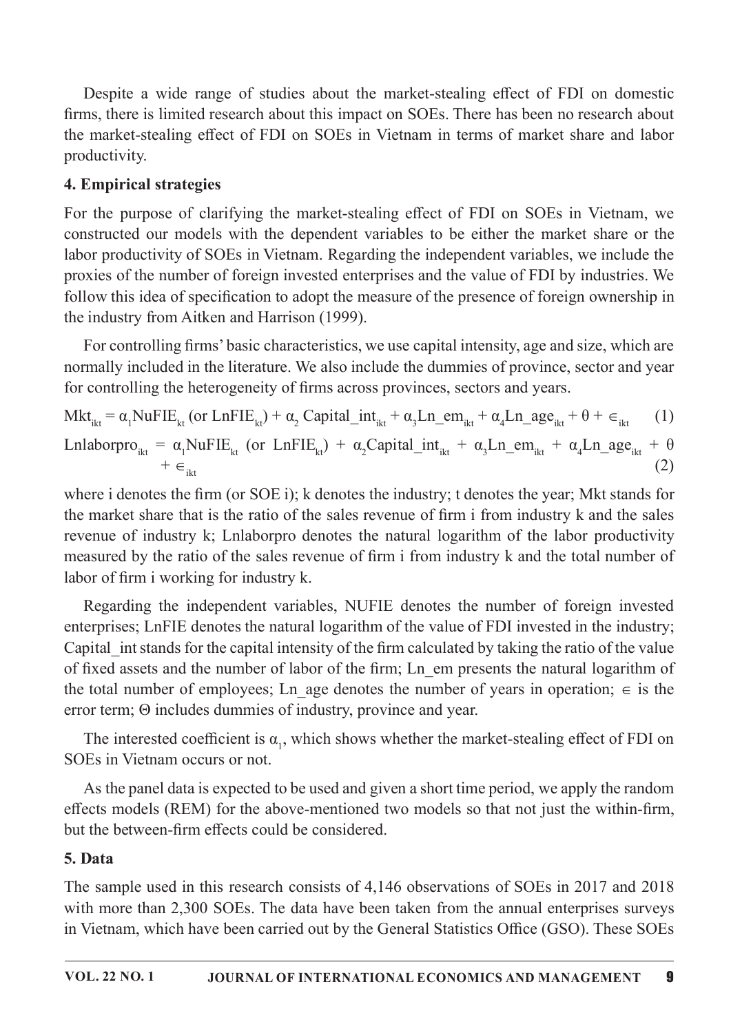Despite a wide range of studies about the market-stealing effect of FDI on domestic firms, there is limited research about this impact on SOEs. There has been no research about the market-stealing effect of FDI on SOEs in Vietnam in terms of market share and labor productivity.

## 4. Empirical strategies

For the purpose of clarifying the market-stealing effect of FDI on SOEs in Vietnam, we constructed our models with the dependent variables to be either the market share or the labor productivity of SOEs in Vietnam. Regarding the independent variables, we include the proxies of the number of foreign invested enterprises and the value of FDI by industries. We follow this idea of specification to adopt the measure of the presence of foreign ownership in the industry from Aitken and Harrison (1999).

For controlling firms' basic characteristics, we use capital intensity, age and size, which are normally included in the literature. We also include the dummies of province, sector and year for controlling the heterogeneity of firms across provinces, sectors and years.

$$Mkt_{ikt} = \alpha_1 NuFIE_{kt} \text{ (or } LnFIE_{kt}) + \alpha_2 \, Capital\_int_{ikt} + \alpha_3 Ln\_em_{ikt} + \alpha_4 Ln\_age_{ikt} + \theta + \epsilon_{ikt} \quad (1)$$

$$Lnlaborpro_{ikt} = \alpha_1 NuFIE_{kt} \text{ (or } LnFIE_{kt}) + \alpha_2 Capital\_int_{ikt} + \alpha_3 Ln\_em_{ikt} + \alpha_4 Ln\_age_{ikt} + \theta + \epsilon_{ikt} \quad (2)$$

where i denotes the firm (or SOE i); k denotes the industry; t denotes the year; Mkt stands for the market share that is the ratio of the sales revenue of firm i from industry k and the sales revenue of industry k; Lnlaborpro denotes the natural logarithm of the labor productivity measured by the ratio of the sales revenue of firm i from industry k and the total number of labor of firm i working for industry k.

Regarding the independent variables, NUFIE denotes the number of foreign invested enterprises; LnFIE denotes the natural logarithm of the value of FDI invested in the industry; Capital_int stands for the capital intensity of the firm calculated by taking the ratio of the value of fixed assets and the number of labor of the firm; Ln_em presents the natural logarithm of the total number of employees; Ln_age denotes the number of years in operation; $\epsilon$ is the error term; $\Theta$ includes dummies of industry, province and year.

The interested coefficient is $\alpha_1$, which shows whether the market-stealing effect of FDI on SOEs in Vietnam occurs or not.

As the panel data is expected to be used and given a short time period, we apply the random effects models (REM) for the above-mentioned two models so that not just the within-firm, but the between-firm effects could be considered.

## 5. Data

The sample used in this research consists of 4,146 observations of SOEs in 2017 and 2018 with more than 2,300 SOEs. The data have been taken from the annual enterprises surveys in Vietnam, which have been carried out by the General Statistics Office (GSO). These SOEs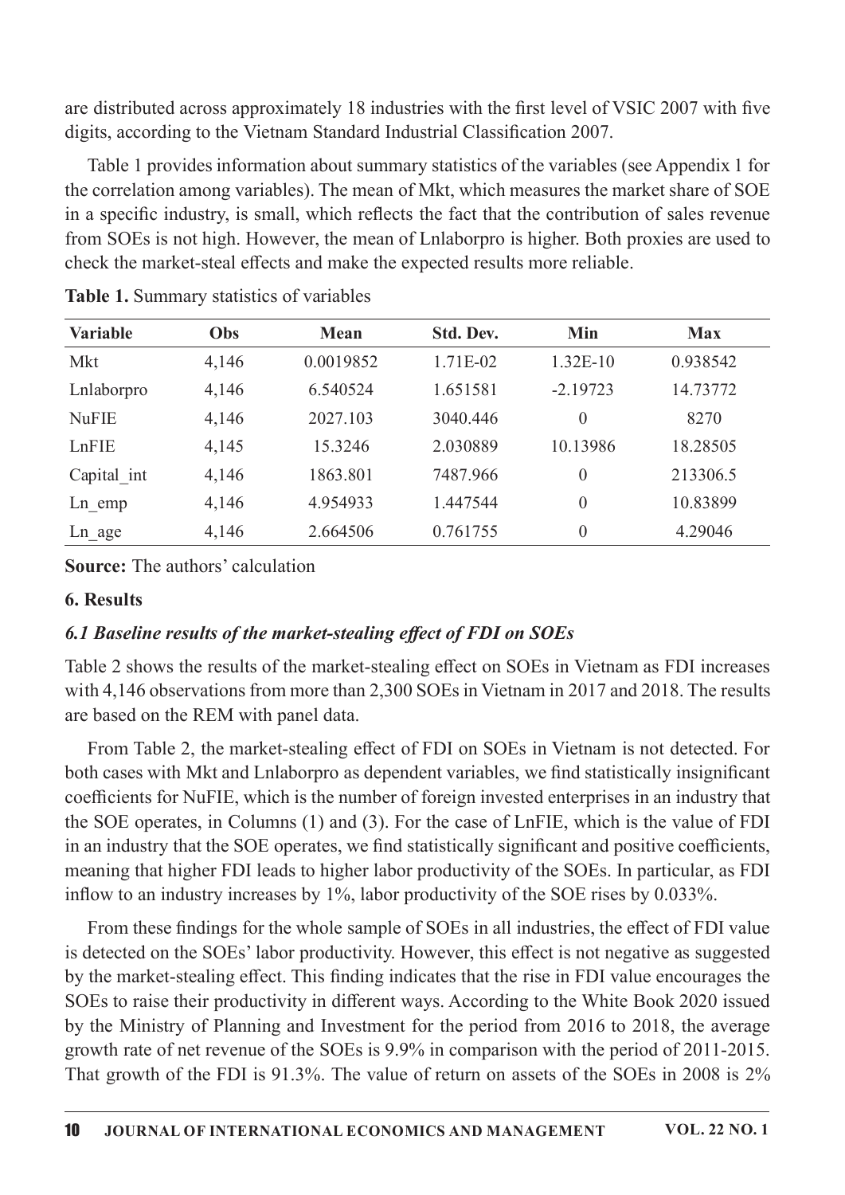are distributed across approximately 18 industries with the first level of VSIC 2007 with five digits, according to the Vietnam Standard Industrial Classification 2007.

Table 1 provides information about summary statistics of the variables (see Appendix 1 for the correlation among variables). The mean of Mkt, which measures the market share of SOE in a specific industry, is small, which reflects the fact that the contribution of sales revenue from SOEs is not high. However, the mean of Lnlaborpro is higher. Both proxies are used to check the market-steal effects and make the expected results more reliable.

**Table 1.** Summary statistics of variables

| Variable | Obs | Mean | Std. Dev. | Min | Max |
|---|---|---|---|---|---|
| Mkt | 4,146 | 0.0019852 | 1.71E-02 | 1.32E-10 | 0.938542 |
| Lnlaborpro | 4,146 | 6.540524 | 1.651581 | -2.19723 | 14.73772 |
| NuFIE | 4,146 | 2027.103 | 3040.446 | 0 | 8270 |
| LnFIE | 4,145 | 15.3246 | 2.030889 | 10.13986 | 18.28505 |
| Capital_int | 4,146 | 1863.801 | 7487.966 | 0 | 213306.5 |
| Ln_emp | 4,146 | 4.954933 | 1.447544 | 0 | 10.83899 |
| Ln_age | 4,146 | 2.664506 | 0.761755 | 0 | 4.29046 |

**Source:** The authors' calculation

## 6. Results

### *6.1 Baseline results of the market-stealing effect of FDI on SOEs*

Table 2 shows the results of the market-stealing effect on SOEs in Vietnam as FDI increases with 4,146 observations from more than 2,300 SOEs in Vietnam in 2017 and 2018. The results are based on the REM with panel data.

From Table 2, the market-stealing effect of FDI on SOEs in Vietnam is not detected. For both cases with Mkt and Lnlaborpro as dependent variables, we find statistically insignificant coefficients for NuFIE, which is the number of foreign invested enterprises in an industry that the SOE operates, in Columns (1) and (3). For the case of LnFIE, which is the value of FDI in an industry that the SOE operates, we find statistically significant and positive coefficients, meaning that higher FDI leads to higher labor productivity of the SOEs. In particular, as FDI inflow to an industry increases by 1%, labor productivity of the SOE rises by 0.033%.

From these findings for the whole sample of SOEs in all industries, the effect of FDI value is detected on the SOEs' labor productivity. However, this effect is not negative as suggested by the market-stealing effect. This finding indicates that the rise in FDI value encourages the SOEs to raise their productivity in different ways. According to the White Book 2020 issued by the Ministry of Planning and Investment for the period from 2016 to 2018, the average growth rate of net revenue of the SOEs is 9.9% in comparison with the period of 2011-2015. That growth of the FDI is 91.3%. The value of return on assets of the SOEs in 2008 is 2%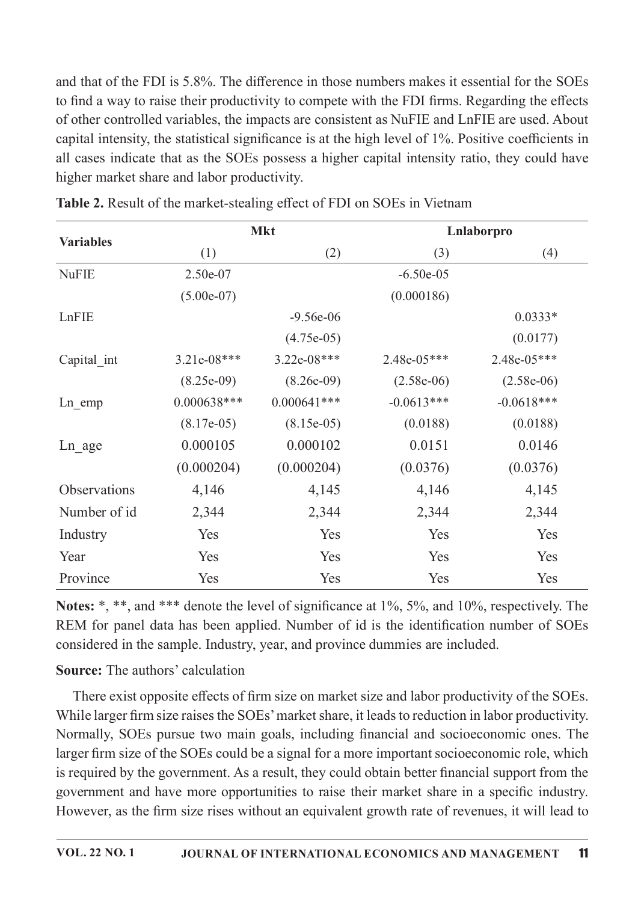and that of the FDI is 5.8%. The difference in those numbers makes it essential for the SOEs to find a way to raise their productivity to compete with the FDI firms. Regarding the effects of other controlled variables, the impacts are consistent as NuFIE and LnFIE are used. About capital intensity, the statistical significance is at the high level of 1%. Positive coefficients in all cases indicate that as the SOEs possess a higher capital intensity ratio, they could have higher market share and labor productivity.

**Table 2.** Result of the market-stealing effect of FDI on SOEs in Vietnam

| Variables | Mkt | | Lnlaborpro | |
|---|---|---|---|---|
| | (1) | (2) | (3) | (4) |
| NuFIE | 2.50e-07 | | -6.50e-05 | |
| | (5.00e-07) | | (0.000186) | |
| LnFIE | | -9.56e-06 | | 0.0333* |
| | | (4.75e-05) | | (0.0177) |
| Capital_int | 3.21e-08*** | 3.22e-08*** | 2.48e-05*** | 2.48e-05*** |
| | (8.25e-09) | (8.26e-09) | (2.58e-06) | (2.58e-06) |
| Ln_emp | 0.000638*** | 0.000641*** | -0.0613*** | -0.0618*** |
| | (8.17e-05) | (8.15e-05) | (0.0188) | (0.0188) |
| Ln_age | 0.000105 | 0.000102 | 0.0151 | 0.0146 |
| | (0.000204) | (0.000204) | (0.0376) | (0.0376) |
| Observations | 4,146 | 4,145 | 4,146 | 4,145 |
| Number of id | 2,344 | 2,344 | 2,344 | 2,344 |
| Industry | Yes | Yes | Yes | Yes |
| Year | Yes | Yes | Yes | Yes |
| Province | Yes | Yes | Yes | Yes |

**Notes:** *, **, and *** denote the level of significance at 1%, 5%, and 10%, respectively. The REM for panel data has been applied. Number of id is the identification number of SOEs considered in the sample. Industry, year, and province dummies are included.

**Source:** The authors' calculation

There exist opposite effects of firm size on market size and labor productivity of the SOEs. While larger firm size raises the SOEs' market share, it leads to reduction in labor productivity. Normally, SOEs pursue two main goals, including financial and socioeconomic ones. The larger firm size of the SOEs could be a signal for a more important socioeconomic role, which is required by the government. As a result, they could obtain better financial support from the government and have more opportunities to raise their market share in a specific industry. However, as the firm size rises without an equivalent growth rate of revenues, it will lead to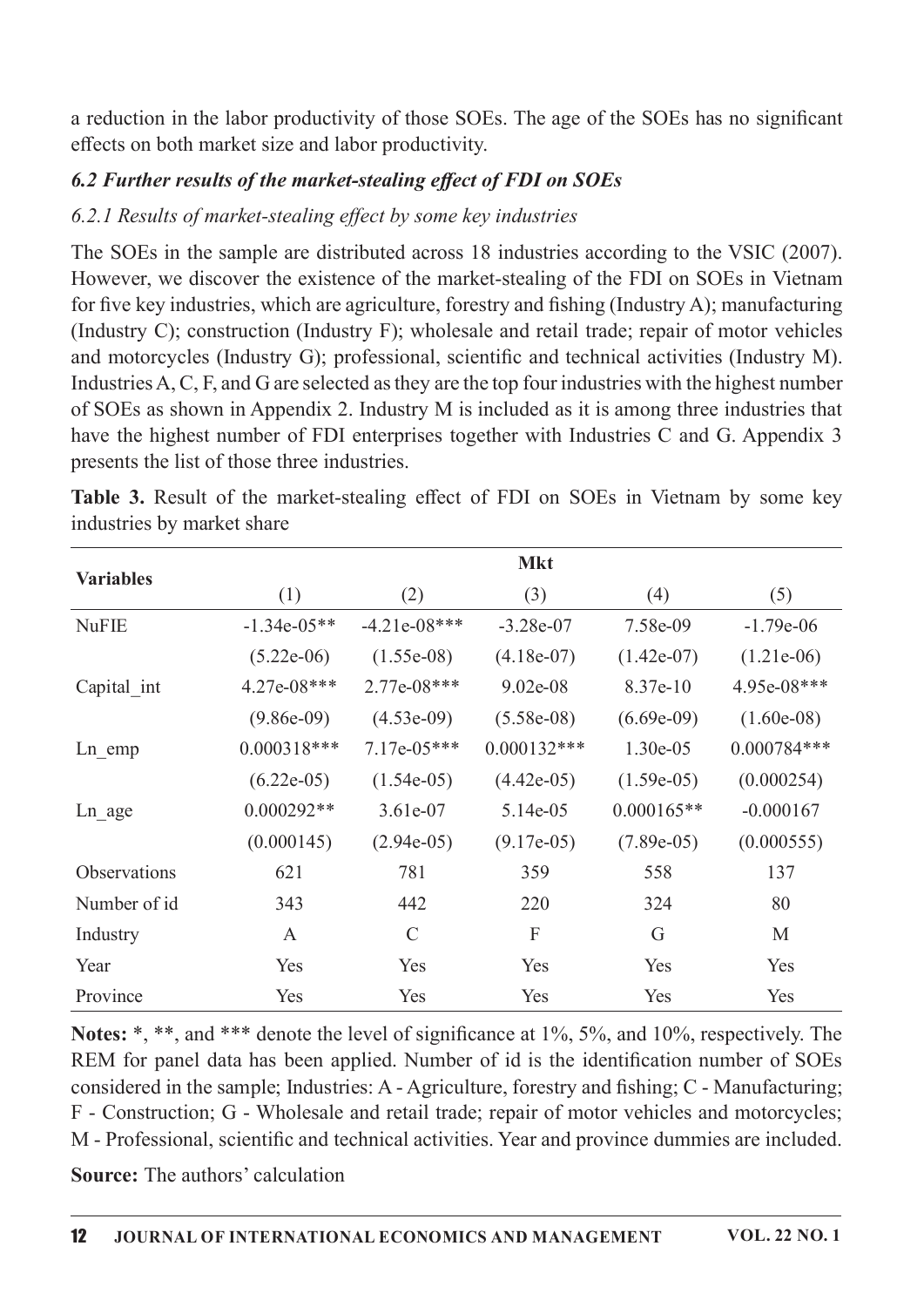a reduction in the labor productivity of those SOEs. The age of the SOEs has no significant effects on both market size and labor productivity.

### *6.2 Further results of the market-stealing effect of FDI on SOEs*

#### *6.2.1 Results of market-stealing effect by some key industries*

The SOEs in the sample are distributed across 18 industries according to the VSIC (2007). However, we discover the existence of the market-stealing of the FDI on SOEs in Vietnam for five key industries, which are agriculture, forestry and fishing (Industry A); manufacturing (Industry C); construction (Industry F); wholesale and retail trade; repair of motor vehicles and motorcycles (Industry G); professional, scientific and technical activities (Industry M). Industries A, C, F, and G are selected as they are the top four industries with the highest number of SOEs as shown in Appendix 2. Industry M is included as it is among three industries that have the highest number of FDI enterprises together with Industries C and G. Appendix 3 presents the list of those three industries.

**Table 3.** Result of the market-stealing effect of FDI on SOEs in Vietnam by some key industries by market share

| Variables | Mkt | | | | |
|---|---|---|---|---|---|
| | (1) | (2) | (3) | (4) | (5) |
| NuFIE | -1.34e-05** | -4.21e-08*** | -3.28e-07 | 7.58e-09 | -1.79e-06 |
| | (5.22e-06) | (1.55e-08) | (4.18e-07) | (1.42e-07) | (1.21e-06) |
| Capital_int | 4.27e-08*** | 2.77e-08*** | 9.02e-08 | 8.37e-10 | 4.95e-08*** |
| | (9.86e-09) | (4.53e-09) | (5.58e-08) | (6.69e-09) | (1.60e-08) |
| Ln_emp | 0.000318*** | 7.17e-05*** | 0.000132*** | 1.30e-05 | 0.000784*** |
| | (6.22e-05) | (1.54e-05) | (4.42e-05) | (1.59e-05) | (0.000254) |
| Ln_age | 0.000292** | 3.61e-07 | 5.14e-05 | 0.000165** | -0.000167 |
| | (0.000145) | (2.94e-05) | (9.17e-05) | (7.89e-05) | (0.000555) |
| Observations | 621 | 781 | 359 | 558 | 137 |
| Number of id | 343 | 442 | 220 | 324 | 80 |
| Industry | A | C | F | G | M |
| Year | Yes | Yes | Yes | Yes | Yes |
| Province | Yes | Yes | Yes | Yes | Yes |

**Notes:** *, **, and *** denote the level of significance at 1%, 5%, and 10%, respectively. The REM for panel data has been applied. Number of id is the identification number of SOEs considered in the sample; Industries: A - Agriculture, forestry and fishing; C - Manufacturing; F - Construction; G - Wholesale and retail trade; repair of motor vehicles and motorcycles; M - Professional, scientific and technical activities. Year and province dummies are included.

**Source:** The authors' calculation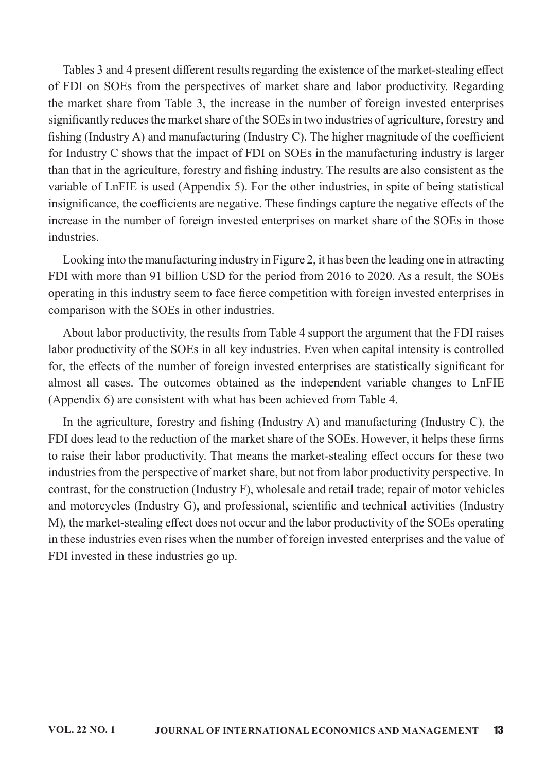Tables 3 and 4 present different results regarding the existence of the market-stealing effect of FDI on SOEs from the perspectives of market share and labor productivity. Regarding the market share from Table 3, the increase in the number of foreign invested enterprises significantly reduces the market share of the SOEs in two industries of agriculture, forestry and fishing (Industry A) and manufacturing (Industry C). The higher magnitude of the coefficient for Industry C shows that the impact of FDI on SOEs in the manufacturing industry is larger than that in the agriculture, forestry and fishing industry. The results are also consistent as the variable of LnFIE is used (Appendix 5). For the other industries, in spite of being statistical insignificance, the coefficients are negative. These findings capture the negative effects of the increase in the number of foreign invested enterprises on market share of the SOEs in those industries.

Looking into the manufacturing industry in Figure 2, it has been the leading one in attracting FDI with more than 91 billion USD for the period from 2016 to 2020. As a result, the SOEs operating in this industry seem to face fierce competition with foreign invested enterprises in comparison with the SOEs in other industries.

About labor productivity, the results from Table 4 support the argument that the FDI raises labor productivity of the SOEs in all key industries. Even when capital intensity is controlled for, the effects of the number of foreign invested enterprises are statistically significant for almost all cases. The outcomes obtained as the independent variable changes to LnFIE (Appendix 6) are consistent with what has been achieved from Table 4.

In the agriculture, forestry and fishing (Industry A) and manufacturing (Industry C), the FDI does lead to the reduction of the market share of the SOEs. However, it helps these firms to raise their labor productivity. That means the market-stealing effect occurs for these two industries from the perspective of market share, but not from labor productivity perspective. In contrast, for the construction (Industry F), wholesale and retail trade; repair of motor vehicles and motorcycles (Industry G), and professional, scientific and technical activities (Industry M), the market-stealing effect does not occur and the labor productivity of the SOEs operating in these industries even rises when the number of foreign invested enterprises and the value of FDI invested in these industries go up.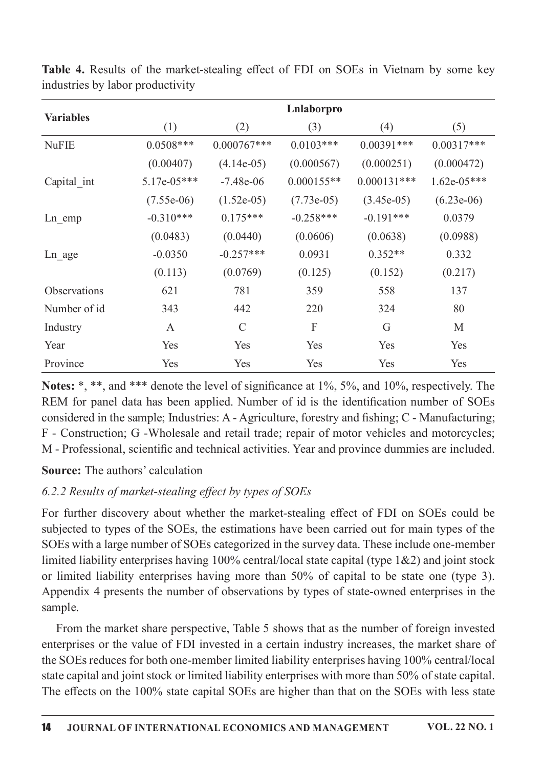**Table 4.** Results of the market-stealing effect of FDI on SOEs in Vietnam by some key industries by labor productivity

| Variables | Lnlaborpro | | | | |
|---|---|---|---|---|---|
| | (1) | (2) | (3) | (4) | (5) |
| NuFIE | 0.0508*** | 0.000767*** | 0.0103*** | 0.00391*** | 0.00317*** |
| | (0.00407) | (4.14e-05) | (0.000567) | (0.000251) | (0.000472) |
| Capital_int | 5.17e-05*** | -7.48e-06 | 0.000155** | 0.000131*** | 1.62e-05*** |
| | (7.55e-06) | (1.52e-05) | (7.73e-05) | (3.45e-05) | (6.23e-06) |
| Ln_emp | -0.310*** | 0.175*** | -0.258*** | -0.191*** | 0.0379 |
| | (0.0483) | (0.0440) | (0.0606) | (0.0638) | (0.0988) |
| Ln_age | -0.0350 | -0.257*** | 0.0931 | 0.352** | 0.332 |
| | (0.113) | (0.0769) | (0.125) | (0.152) | (0.217) |
| Observations | 621 | 781 | 359 | 558 | 137 |
| Number of id | 343 | 442 | 220 | 324 | 80 |
| Industry | A | C | F | G | M |
| Year | Yes | Yes | Yes | Yes | Yes |
| Province | Yes | Yes | Yes | Yes | Yes |

**Notes:** *, **, and *** denote the level of significance at 1%, 5%, and 10%, respectively. The REM for panel data has been applied. Number of id is the identification number of SOEs considered in the sample; Industries: A - Agriculture, forestry and fishing; C - Manufacturing; F - Construction; G -Wholesale and retail trade; repair of motor vehicles and motorcycles; M - Professional, scientific and technical activities. Year and province dummies are included.

**Source:** The authors' calculation

### *6.2.2 Results of market-stealing effect by types of SOEs*

For further discovery about whether the market-stealing effect of FDI on SOEs could be subjected to types of the SOEs, the estimations have been carried out for main types of the SOEs with a large number of SOEs categorized in the survey data. These include one-member limited liability enterprises having 100% central/local state capital (type 1&2) and joint stock or limited liability enterprises having more than 50% of capital to be state one (type 3). Appendix 4 presents the number of observations by types of state-owned enterprises in the sample.

From the market share perspective, Table 5 shows that as the number of foreign invested enterprises or the value of FDI invested in a certain industry increases, the market share of the SOEs reduces for both one-member limited liability enterprises having 100% central/local state capital and joint stock or limited liability enterprises with more than 50% of state capital. The effects on the 100% state capital SOEs are higher than that on the SOEs with less state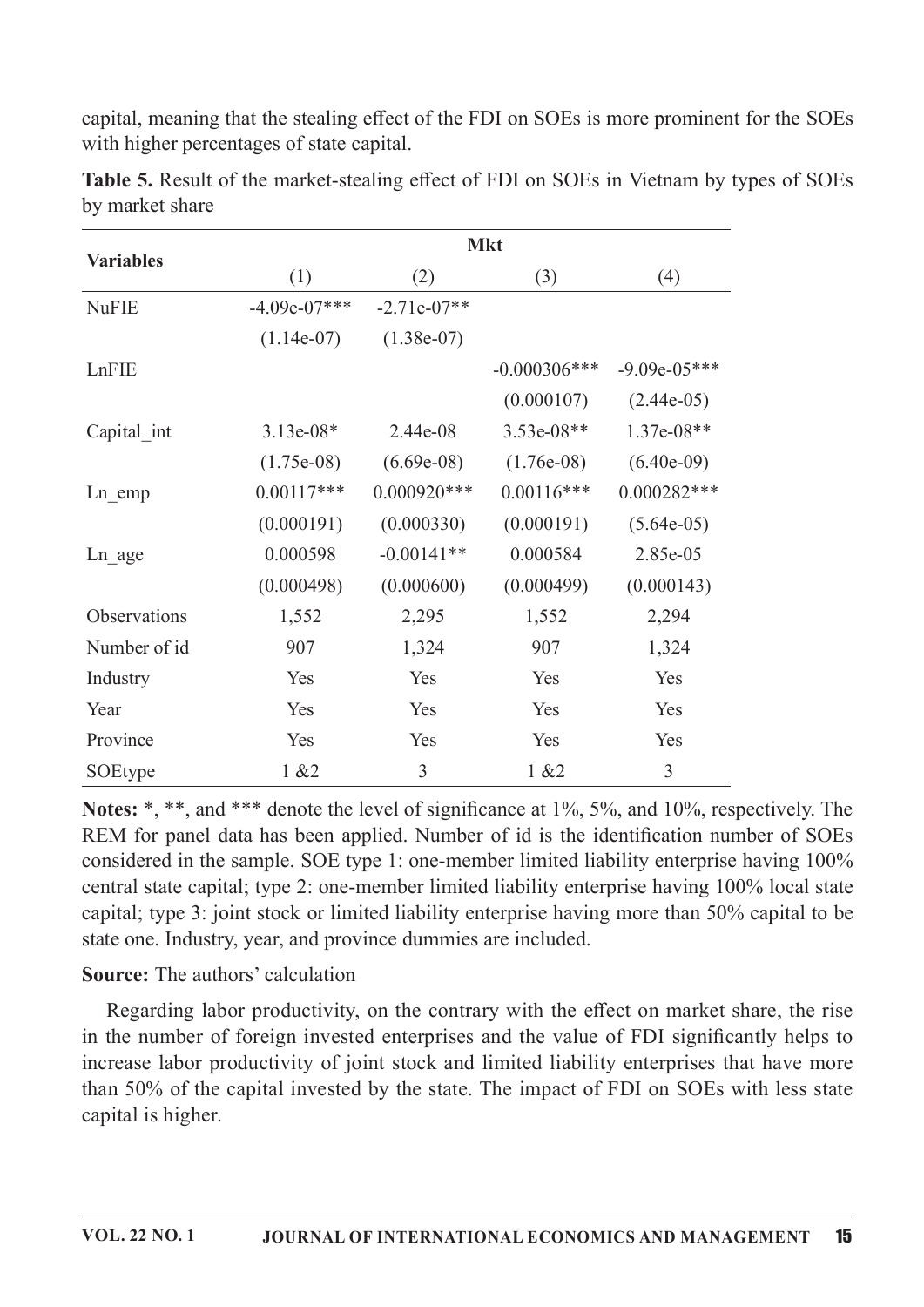capital, meaning that the stealing effect of the FDI on SOEs is more prominent for the SOEs with higher percentages of state capital.

**Table 5.** Result of the market-stealing effect of FDI on SOEs in Vietnam by types of SOEs by market share

| Variables | Mkt | | | |
|---|---|---|---|---|
| | (1) | (2) | (3) | (4) |
| NuFIE | -4.09e-07*** | -2.71e-07** | | |
| | (1.14e-07) | (1.38e-07) | | |
| LnFIE | | | -0.000306*** | -9.09e-05*** |
| | | | (0.000107) | (2.44e-05) |
| Capital_int | 3.13e-08* | 2.44e-08 | 3.53e-08** | 1.37e-08** |
| | (1.75e-08) | (6.69e-08) | (1.76e-08) | (6.40e-09) |
| Ln_emp | 0.00117*** | 0.000920*** | 0.00116*** | 0.000282*** |
| | (0.000191) | (0.000330) | (0.000191) | (5.64e-05) |
| Ln_age | 0.000598 | -0.00141** | 0.000584 | 2.85e-05 |
| | (0.000498) | (0.000600) | (0.000499) | (0.000143) |
| Observations | 1,552 | 2,295 | 1,552 | 2,294 |
| Number of id | 907 | 1,324 | 907 | 1,324 |
| Industry | Yes | Yes | Yes | Yes |
| Year | Yes | Yes | Yes | Yes |
| Province | Yes | Yes | Yes | Yes |
| SOEtype | 1 &2 | 3 | 1 &2 | 3 |

**Notes:** *, **, and *** denote the level of significance at 1%, 5%, and 10%, respectively. The REM for panel data has been applied. Number of id is the identification number of SOEs considered in the sample. SOE type 1: one-member limited liability enterprise having 100% central state capital; type 2: one-member limited liability enterprise having 100% local state capital; type 3: joint stock or limited liability enterprise having more than 50% capital to be state one. Industry, year, and province dummies are included.

**Source:** The authors' calculation

Regarding labor productivity, on the contrary with the effect on market share, the rise in the number of foreign invested enterprises and the value of FDI significantly helps to increase labor productivity of joint stock and limited liability enterprises that have more than 50% of the capital invested by the state. The impact of FDI on SOEs with less state capital is higher.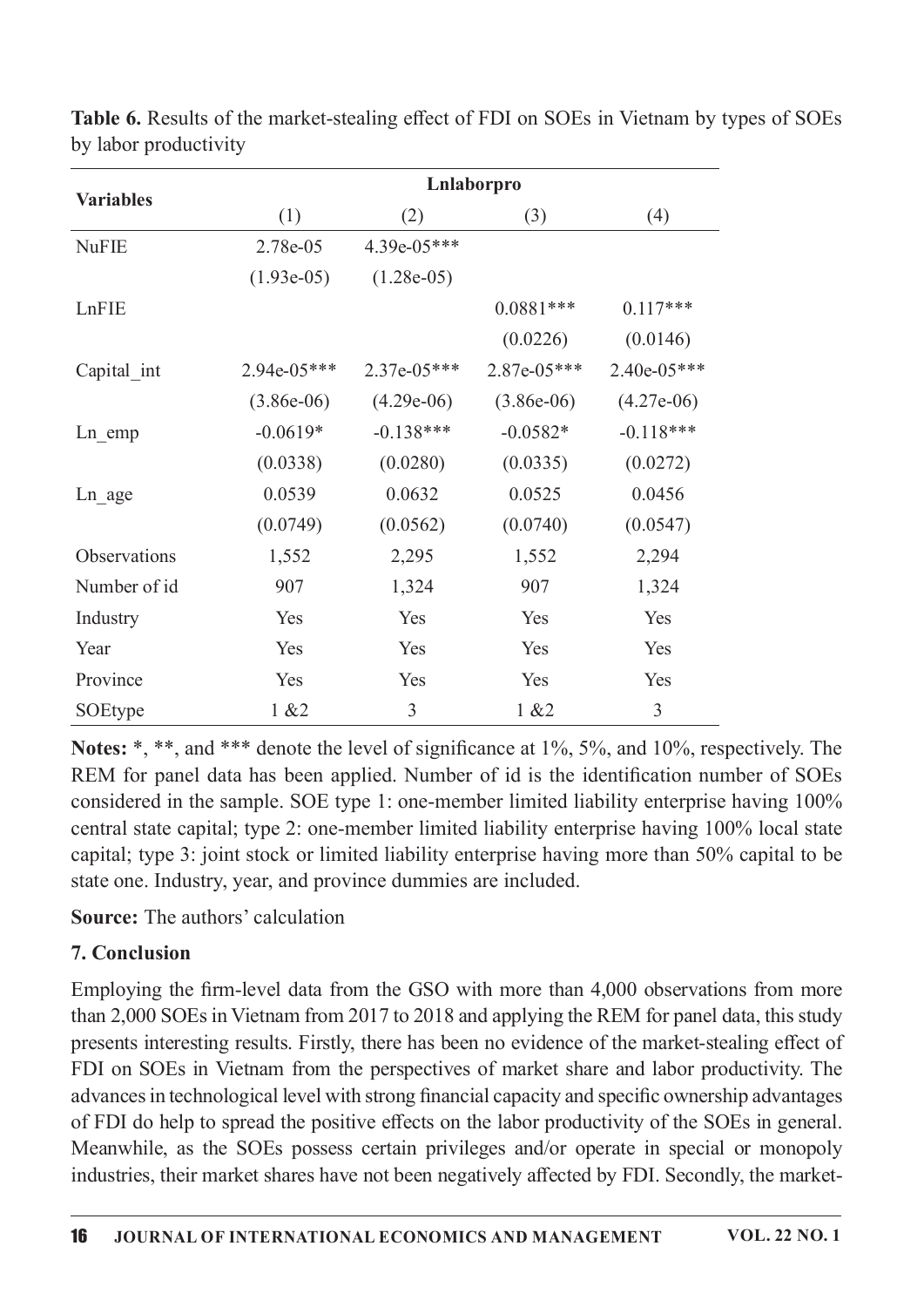**Table 6.** Results of the market-stealing effect of FDI on SOEs in Vietnam by types of SOEs by labor productivity

| Variables | Lnlaborpro | | | |
|---|---|---|---|---|
| | (1) | (2) | (3) | (4) |
| NuFIE | 2.78e-05 | 4.39e-05*** | | |
| | (1.93e-05) | (1.28e-05) | | |
| LnFIE | | | 0.0881*** | 0.117*** |
| | | | (0.0226) | (0.0146) |
| Capital_int | 2.94e-05*** | 2.37e-05*** | 2.87e-05*** | 2.40e-05*** |
| | (3.86e-06) | (4.29e-06) | (3.86e-06) | (4.27e-06) |
| Ln_emp | -0.0619* | -0.138*** | -0.0582* | -0.118*** |
| | (0.0338) | (0.0280) | (0.0335) | (0.0272) |
| Ln_age | 0.0539 | 0.0632 | 0.0525 | 0.0456 |
| | (0.0749) | (0.0562) | (0.0740) | (0.0547) |
| Observations | 1,552 | 2,295 | 1,552 | 2,294 |
| Number of id | 907 | 1,324 | 907 | 1,324 |
| Industry | Yes | Yes | Yes | Yes |
| Year | Yes | Yes | Yes | Yes |
| Province | Yes | Yes | Yes | Yes |
| SOEtype | 1 &2 | 3 | 1 &2 | 3 |

**Notes:** *, **, and *** denote the level of significance at 1%, 5%, and 10%, respectively. The REM for panel data has been applied. Number of id is the identification number of SOEs considered in the sample. SOE type 1: one-member limited liability enterprise having 100% central state capital; type 2: one-member limited liability enterprise having 100% local state capital; type 3: joint stock or limited liability enterprise having more than 50% capital to be state one. Industry, year, and province dummies are included.

**Source:** The authors' calculation

## 7. Conclusion

Employing the firm-level data from the GSO with more than 4,000 observations from more than 2,000 SOEs in Vietnam from 2017 to 2018 and applying the REM for panel data, this study presents interesting results. Firstly, there has been no evidence of the market-stealing effect of FDI on SOEs in Vietnam from the perspectives of market share and labor productivity. The advances in technological level with strong financial capacity and specific ownership advantages of FDI do help to spread the positive effects on the labor productivity of the SOEs in general. Meanwhile, as the SOEs possess certain privileges and/or operate in special or monopoly industries, their market shares have not been negatively affected by FDI. Secondly, the market-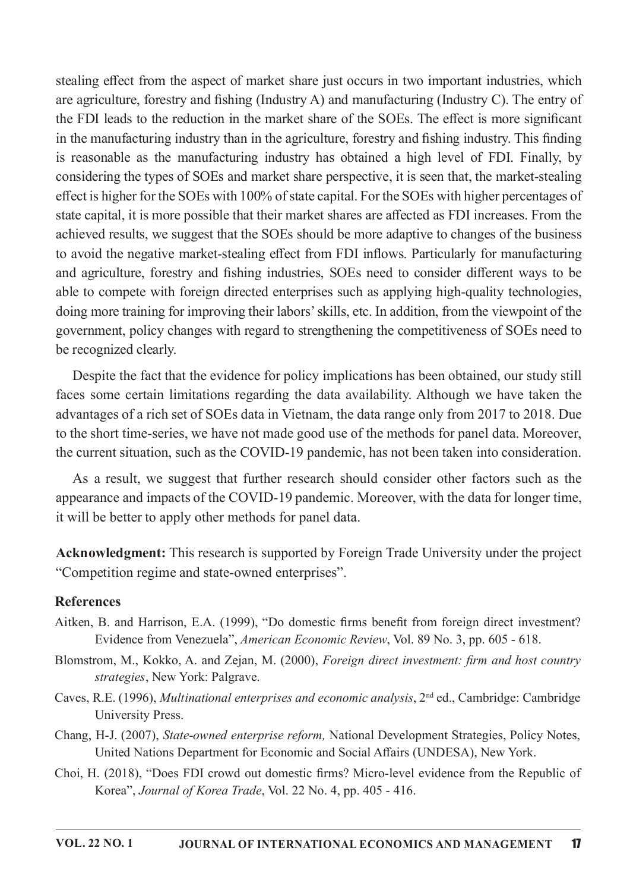stealing effect from the aspect of market share just occurs in two important industries, which are agriculture, forestry and fishing (Industry A) and manufacturing (Industry C). The entry of the FDI leads to the reduction in the market share of the SOEs. The effect is more significant in the manufacturing industry than in the agriculture, forestry and fishing industry. This finding is reasonable as the manufacturing industry has obtained a high level of FDI. Finally, by considering the types of SOEs and market share perspective, it is seen that, the market-stealing effect is higher for the SOEs with 100% of state capital. For the SOEs with higher percentages of state capital, it is more possible that their market shares are affected as FDI increases. From the achieved results, we suggest that the SOEs should be more adaptive to changes of the business to avoid the negative market-stealing effect from FDI inflows. Particularly for manufacturing and agriculture, forestry and fishing industries, SOEs need to consider different ways to be able to compete with foreign directed enterprises such as applying high-quality technologies, doing more training for improving their labors' skills, etc. In addition, from the viewpoint of the government, policy changes with regard to strengthening the competitiveness of SOEs need to be recognized clearly.

Despite the fact that the evidence for policy implications has been obtained, our study still faces some certain limitations regarding the data availability. Although we have taken the advantages of a rich set of SOEs data in Vietnam, the data range only from 2017 to 2018. Due to the short time-series, we have not made good use of the methods for panel data. Moreover, the current situation, such as the COVID-19 pandemic, has not been taken into consideration.

As a result, we suggest that further research should consider other factors such as the appearance and impacts of the COVID-19 pandemic. Moreover, with the data for longer time, it will be better to apply other methods for panel data.

**Acknowledgment:** This research is supported by Foreign Trade University under the project "Competition regime and state-owned enterprises".

## References

Aitken, B. and Harrison, E.A. (1999), "Do domestic firms benefit from foreign direct investment? Evidence from Venezuela", *American Economic Review*, Vol. 89 No. 3, pp. 605 - 618.

Blomstrom, M., Kokko, A. and Zejan, M. (2000), *Foreign direct investment: firm and host country strategies*, New York: Palgrave.

Caves, R.E. (1996), *Multinational enterprises and economic analysis*, 2nd ed., Cambridge: Cambridge University Press.

Chang, H-J. (2007), *State-owned enterprise reform,* National Development Strategies, Policy Notes, United Nations Department for Economic and Social Affairs (UNDESA), New York.

Choi, H. (2018), "Does FDI crowd out domestic firms? Micro-level evidence from the Republic of Korea", *Journal of Korea Trade*, Vol. 22 No. 4, pp. 405 - 416.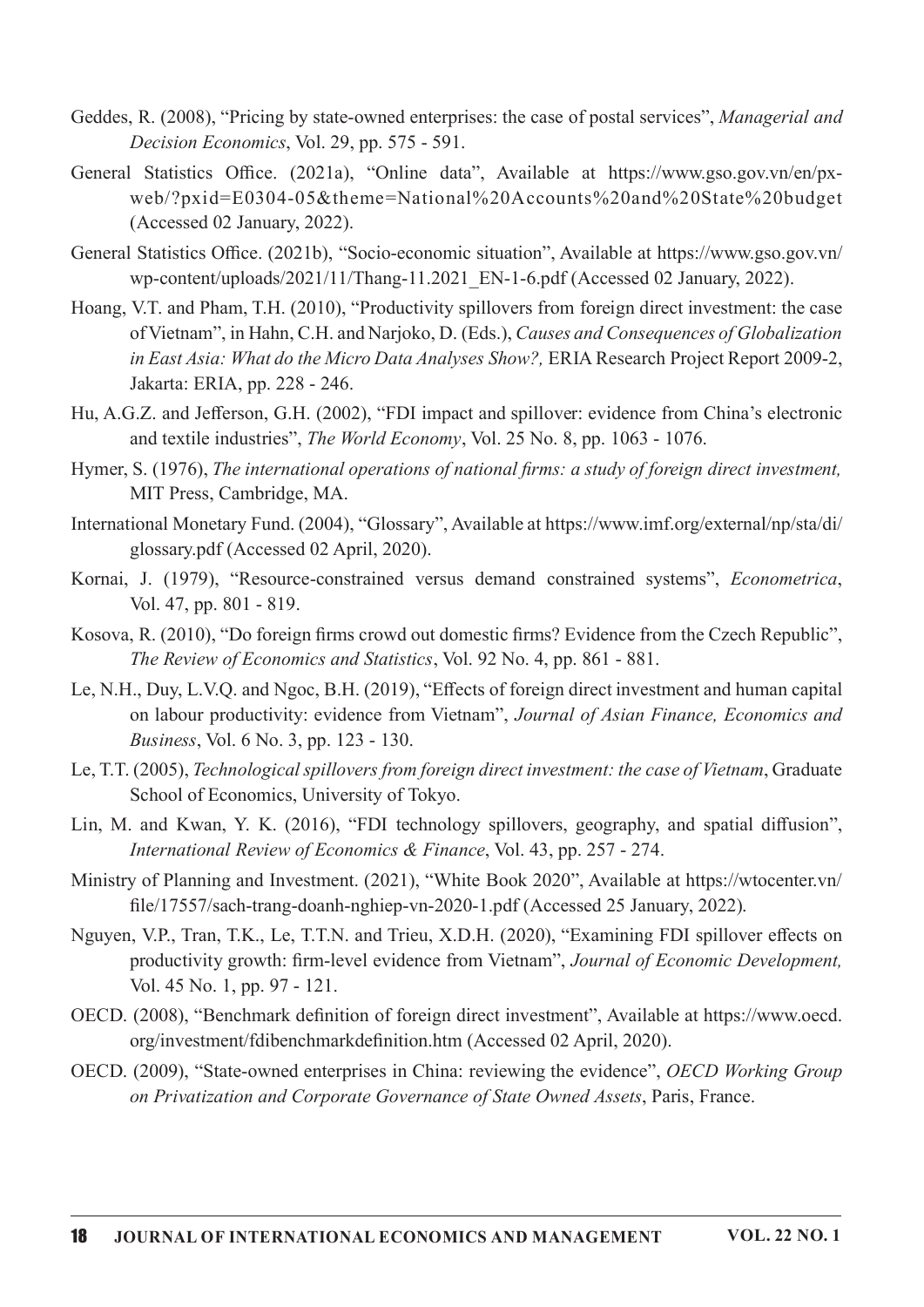Geddes, R. (2008), "Pricing by state-owned enterprises: the case of postal services", *Managerial and Decision Economics*, Vol. 29, pp. 575 - 591.

General Statistics Office. (2021a), "Online data", Available at https://www.gso.gov.vn/en/px-web/?pxid=E0304-05&theme=National%20Accounts%20and%20State%20budget (Accessed 02 January, 2022).

General Statistics Office. (2021b), "Socio-economic situation", Available at https://www.gso.gov.vn/wp-content/uploads/2021/11/Thang-11.2021_EN-1-6.pdf (Accessed 02 January, 2022).

Hoang, V.T. and Pham, T.H. (2010), "Productivity spillovers from foreign direct investment: the case of Vietnam", in Hahn, C.H. and Narjoko, D. (Eds.), *Causes and Consequences of Globalization in East Asia: What do the Micro Data Analyses Show?,* ERIA Research Project Report 2009-2, Jakarta: ERIA, pp. 228 - 246.

Hu, A.G.Z. and Jefferson, G.H. (2002), "FDI impact and spillover: evidence from China's electronic and textile industries", *The World Economy*, Vol. 25 No. 8, pp. 1063 - 1076.

Hymer, S. (1976), *The international operations of national firms: a study of foreign direct investment,* MIT Press, Cambridge, MA.

International Monetary Fund. (2004), "Glossary", Available at https://www.imf.org/external/np/sta/di/glossary.pdf (Accessed 02 April, 2020).

Kornai, J. (1979), "Resource-constrained versus demand constrained systems", *Econometrica*, Vol. 47, pp. 801 - 819.

Kosova, R. (2010), "Do foreign firms crowd out domestic firms? Evidence from the Czech Republic", *The Review of Economics and Statistics*, Vol. 92 No. 4, pp. 861 - 881.

Le, N.H., Duy, L.V.Q. and Ngoc, B.H. (2019), "Effects of foreign direct investment and human capital on labour productivity: evidence from Vietnam", *Journal of Asian Finance, Economics and Business*, Vol. 6 No. 3, pp. 123 - 130.

Le, T.T. (2005), *Technological spillovers from foreign direct investment: the case of Vietnam*, Graduate School of Economics, University of Tokyo.

Lin, M. and Kwan, Y. K. (2016), "FDI technology spillovers, geography, and spatial diffusion", *International Review of Economics & Finance*, Vol. 43, pp. 257 - 274.

Ministry of Planning and Investment. (2021), "White Book 2020", Available at https://wtocenter.vn/file/17557/sach-trang-doanh-nghiep-vn-2020-1.pdf (Accessed 25 January, 2022).

Nguyen, V.P., Tran, T.K., Le, T.T.N. and Trieu, X.D.H. (2020), "Examining FDI spillover effects on productivity growth: firm-level evidence from Vietnam", *Journal of Economic Development,* Vol. 45 No. 1, pp. 97 - 121.

OECD. (2008), "Benchmark definition of foreign direct investment", Available at https://www.oecd.org/investment/fdibenchmarkdefinition.htm (Accessed 02 April, 2020).

OECD. (2009), "State-owned enterprises in China: reviewing the evidence", *OECD Working Group on Privatization and Corporate Governance of State Owned Assets*, Paris, France.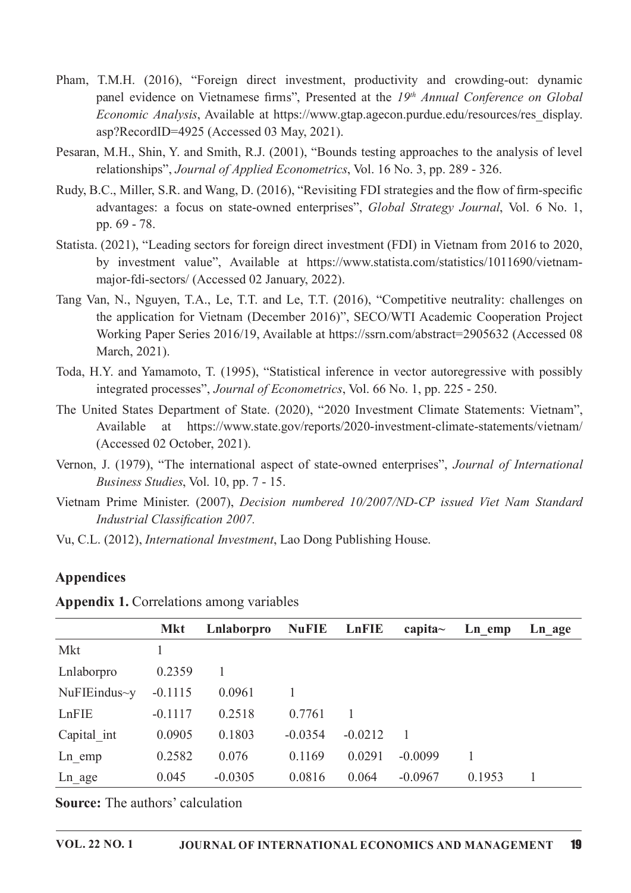Pham, T.M.H. (2016), "Foreign direct investment, productivity and crowding-out: dynamic panel evidence on Vietnamese firms", Presented at the *19th Annual Conference on Global Economic Analysis*, Available at https://www.gtap.agecon.purdue.edu/resources/res_display.asp?RecordID=4925 (Accessed 03 May, 2021).

Pesaran, M.H., Shin, Y. and Smith, R.J. (2001), "Bounds testing approaches to the analysis of level relationships", *Journal of Applied Econometrics*, Vol. 16 No. 3, pp. 289 - 326.

Rudy, B.C., Miller, S.R. and Wang, D. (2016), "Revisiting FDI strategies and the flow of firm-specific advantages: a focus on state-owned enterprises", *Global Strategy Journal*, Vol. 6 No. 1, pp. 69 - 78.

Statista. (2021), "Leading sectors for foreign direct investment (FDI) in Vietnam from 2016 to 2020, by investment value", Available at https://www.statista.com/statistics/1011690/vietnam-major-fdi-sectors/ (Accessed 02 January, 2022).

Tang Van, N., Nguyen, T.A., Le, T.T. and Le, T.T. (2016), "Competitive neutrality: challenges on the application for Vietnam (December 2016)", SECO/WTI Academic Cooperation Project Working Paper Series 2016/19, Available at https://ssrn.com/abstract=2905632 (Accessed 08 March, 2021).

Toda, H.Y. and Yamamoto, T. (1995), "Statistical inference in vector autoregressive with possibly integrated processes", *Journal of Econometrics*, Vol. 66 No. 1, pp. 225 - 250.

The United States Department of State. (2020), "2020 Investment Climate Statements: Vietnam", Available at https://www.state.gov/reports/2020-investment-climate-statements/vietnam/ (Accessed 02 October, 2021).

Vernon, J. (1979), "The international aspect of state-owned enterprises", *Journal of International Business Studies*, Vol. 10, pp. 7 - 15.

Vietnam Prime Minister. (2007), *Decision numbered 10/2007/ND-CP issued Viet Nam Standard Industrial Classification 2007.*

Vu, C.L. (2012), *International Investment*, Lao Dong Publishing House.

## Appendices

**Appendix 1.** Correlations among variables

| | Mkt | Lnlaborpro | NuFIE | LnFIE | capita~ | Ln_emp | Ln_age |
|---|---|---|---|---|---|---|---|
| Mkt | 1 | | | | | | |
| Lnlaborpro | 0.2359 | 1 | | | | | |
| NuFIEindus~y | -0.1115 | 0.0961 | 1 | | | | |
| LnFIE | -0.1117 | 0.2518 | 0.7761 | 1 | | | |
| Capital_int | 0.0905 | 0.1803 | -0.0354 | -0.0212 | 1 | | |
| Ln_emp | 0.2582 | 0.076 | 0.1169 | 0.0291 | -0.0099 | 1 | |
| Ln_age | 0.045 | -0.0305 | 0.0816 | 0.064 | -0.0967 | 0.1953 | 1 |

**Source:** The authors' calculation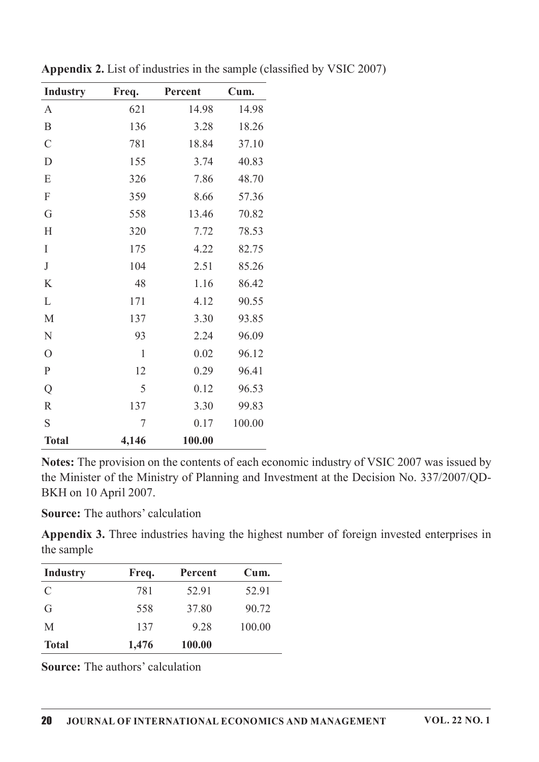**Appendix 2.** List of industries in the sample (classified by VSIC 2007)

| Industry | Freq. | Percent | Cum. |
|---|---|---|---|
| A | 621 | 14.98 | 14.98 |
| B | 136 | 3.28 | 18.26 |
| C | 781 | 18.84 | 37.10 |
| D | 155 | 3.74 | 40.83 |
| E | 326 | 7.86 | 48.70 |
| F | 359 | 8.66 | 57.36 |
| G | 558 | 13.46 | 70.82 |
| H | 320 | 7.72 | 78.53 |
| I | 175 | 4.22 | 82.75 |
| J | 104 | 2.51 | 85.26 |
| K | 48 | 1.16 | 86.42 |
| L | 171 | 4.12 | 90.55 |
| M | 137 | 3.30 | 93.85 |
| N | 93 | 2.24 | 96.09 |
| O | 1 | 0.02 | 96.12 |
| P | 12 | 0.29 | 96.41 |
| Q | 5 | 0.12 | 96.53 |
| R | 137 | 3.30 | 99.83 |
| S | 7 | 0.17 | 100.00 |
| **Total** | **4,146** | **100.00** | |

**Notes:** The provision on the contents of each economic industry of VSIC 2007 was issued by the Minister of the Ministry of Planning and Investment at the Decision No. 337/2007/QD-BKH on 10 April 2007.

**Source:** The authors' calculation

**Appendix 3.** Three industries having the highest number of foreign invested enterprises in the sample

| Industry | Freq. | Percent | Cum. |
|---|---|---|---|
| C | 781 | 52.91 | 52.91 |
| G | 558 | 37.80 | 90.72 |
| M | 137 | 9.28 | 100.00 |
| **Total** | **1,476** | **100.00** | |

**Source:** The authors' calculation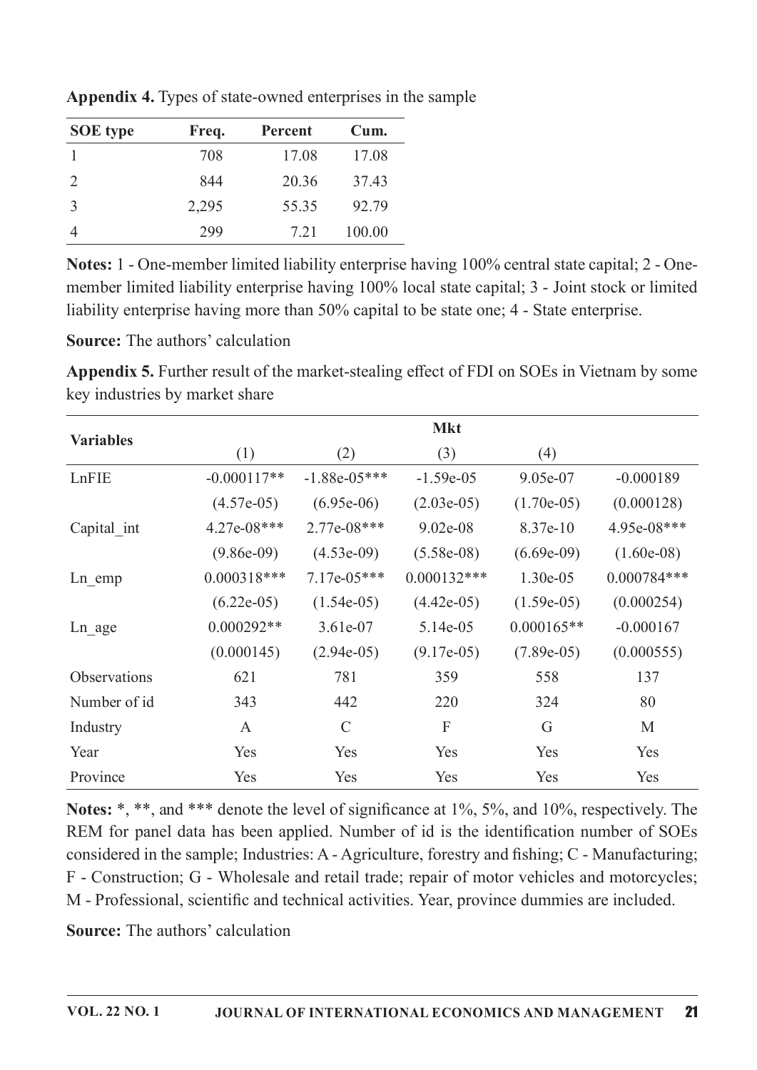**Appendix 4.** Types of state-owned enterprises in the sample

| SOE type | Freq. | Percent | Cum. |
|---|---|---|---|
| 1 | 708 | 17.08 | 17.08 |
| 2 | 844 | 20.36 | 37.43 |
| 3 | 2,295 | 55.35 | 92.79 |
| 4 | 299 | 7.21 | 100.00 |

**Notes:** 1 - One-member limited liability enterprise having 100% central state capital; 2 - One-member limited liability enterprise having 100% local state capital; 3 - Joint stock or limited liability enterprise having more than 50% capital to be state one; 4 - State enterprise.

**Source:** The authors' calculation

**Appendix 5.** Further result of the market-stealing effect of FDI on SOEs in Vietnam by some key industries by market share

| Variables | Mkt | | | | |
|---|---|---|---|---|---|
| | (1) | (2) | (3) | (4) | |
| LnFIE | -0.000117** | -1.88e-05*** | -1.59e-05 | 9.05e-07 | -0.000189 |
| | (4.57e-05) | (6.95e-06) | (2.03e-05) | (1.70e-05) | (0.000128) |
| Capital_int | 4.27e-08*** | 2.77e-08*** | 9.02e-08 | 8.37e-10 | 4.95e-08*** |
| | (9.86e-09) | (4.53e-09) | (5.58e-08) | (6.69e-09) | (1.60e-08) |
| Ln_emp | 0.000318*** | 7.17e-05*** | 0.000132*** | 1.30e-05 | 0.000784*** |
| | (6.22e-05) | (1.54e-05) | (4.42e-05) | (1.59e-05) | (0.000254) |
| Ln_age | 0.000292** | 3.61e-07 | 5.14e-05 | 0.000165** | -0.000167 |
| | (0.000145) | (2.94e-05) | (9.17e-05) | (7.89e-05) | (0.000555) |
| Observations | 621 | 781 | 359 | 558 | 137 |
| Number of id | 343 | 442 | 220 | 324 | 80 |
| Industry | A | C | F | G | M |
| Year | Yes | Yes | Yes | Yes | Yes |
| Province | Yes | Yes | Yes | Yes | Yes |

**Notes:** *, **, and *** denote the level of significance at 1%, 5%, and 10%, respectively. The REM for panel data has been applied. Number of id is the identification number of SOEs considered in the sample; Industries: A - Agriculture, forestry and fishing; C - Manufacturing; F - Construction; G - Wholesale and retail trade; repair of motor vehicles and motorcycles; M - Professional, scientific and technical activities. Year, province dummies are included.

**Source:** The authors' calculation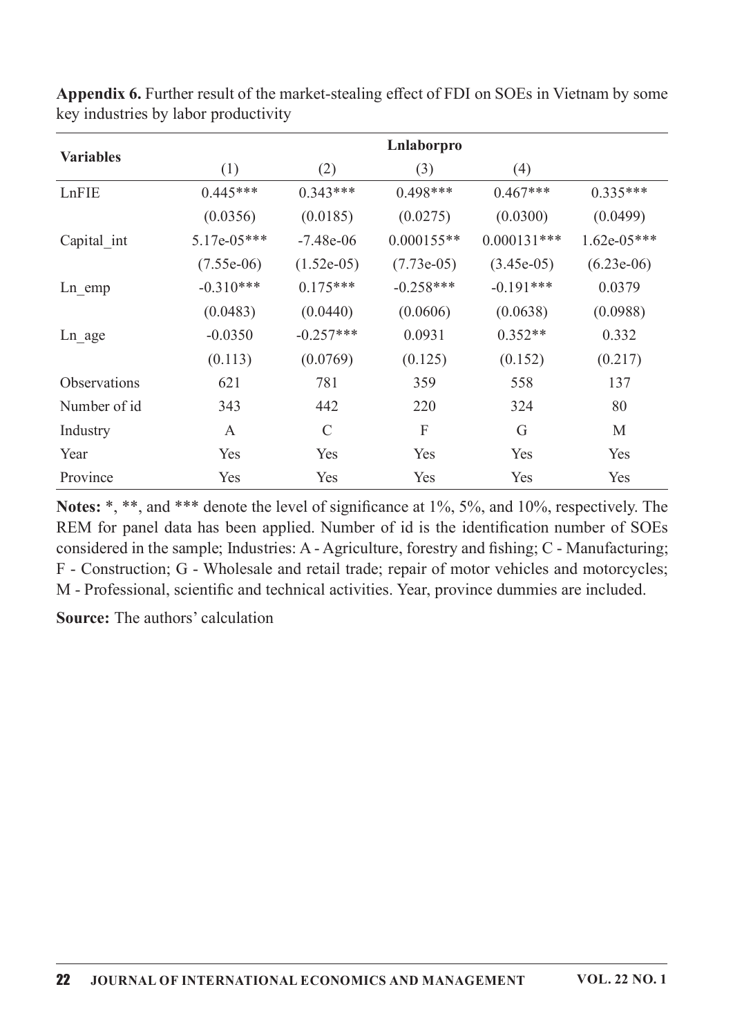**Appendix 6.** Further result of the market-stealing effect of FDI on SOEs in Vietnam by some key industries by labor productivity

| Variables | Lnlaborpro | | | | |
|---|---|---|---|---|---|
| | (1) | (2) | (3) | (4) | |
| LnFIE | 0.445*** | 0.343*** | 0.498*** | 0.467*** | 0.335*** |
| | (0.0356) | (0.0185) | (0.0275) | (0.0300) | (0.0499) |
| Capital_int | 5.17e-05*** | -7.48e-06 | 0.000155** | 0.000131*** | 1.62e-05*** |
| | (7.55e-06) | (1.52e-05) | (7.73e-05) | (3.45e-05) | (6.23e-06) |
| Ln_emp | -0.310*** | 0.175*** | -0.258*** | -0.191*** | 0.0379 |
| | (0.0483) | (0.0440) | (0.0606) | (0.0638) | (0.0988) |
| Ln_age | -0.0350 | -0.257*** | 0.0931 | 0.352** | 0.332 |
| | (0.113) | (0.0769) | (0.125) | (0.152) | (0.217) |
| Observations | 621 | 781 | 359 | 558 | 137 |
| Number of id | 343 | 442 | 220 | 324 | 80 |
| Industry | A | C | F | G | M |
| Year | Yes | Yes | Yes | Yes | Yes |
| Province | Yes | Yes | Yes | Yes | Yes |

**Notes:** *, **, and *** denote the level of significance at 1%, 5%, and 10%, respectively. The REM for panel data has been applied. Number of id is the identification number of SOEs considered in the sample; Industries: A - Agriculture, forestry and fishing; C - Manufacturing; F - Construction; G - Wholesale and retail trade; repair of motor vehicles and motorcycles; M - Professional, scientific and technical activities. Year, province dummies are included.

**Source:** The authors' calculation